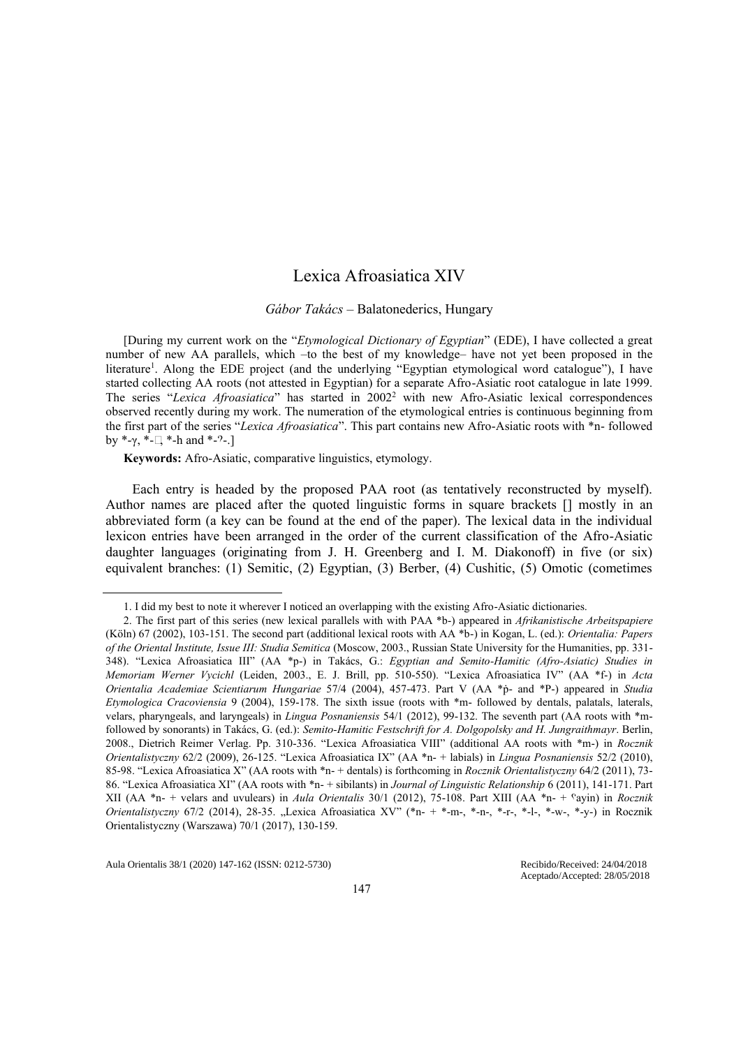# Lexica Afroasiatica XIV

*Gábor Takács* – Balatonederics, Hungary

[During my current work on the "*Etymological Dictionary of Egyptian*" (EDE), I have collected a great number of new AA parallels, which –to the best of my knowledge– have not yet been proposed in the literature[1]. Along the EDE project (and the underlying "Egyptian etymological word catalogue"), I have started collecting AA roots (not attested in Egyptian) for a separate Afro-Asiatic root catalogue in late 1999. The series "*Lexica Afroasiatica*" has started in 2002[2] with new Afro-Asiatic lexical correspondences observed recently during my work. The numeration of the etymological entries is continuous beginning from the first part of the series "*Lexica Afroasiatica*". This part contains new Afro-Asiatic roots with *n- followed by *-γ, *-□, *-h and *-ʔ-.]

**Keywords:** Afro-Asiatic, comparative linguistics, etymology.

Each entry is headed by the proposed PAA root (as tentatively reconstructed by myself). Author names are placed after the quoted linguistic forms in square brackets [] mostly in an abbreviated form (a key can be found at the end of the paper). The lexical data in the individual lexicon entries have been arranged in the order of the current classification of the Afro-Asiatic daughter languages (originating from J. H. Greenberg and I. M. Diakonoff) in five (or six) equivalent branches: (1) Semitic, (2) Egyptian, (3) Berber, (4) Cushitic, (5) Omotic (cometimes

---

1. I did my best to note it wherever I noticed an overlapping with the existing Afro-Asiatic dictionaries.

2. The first part of this series (new lexical parallels with with PAA *b-) appeared in *Afrikanistische Arbeitspapiere* (Köln) 67 (2002), 103-151. The second part (additional lexical roots with AA *b-) in Kogan, L. (ed.): *Orientalia: Papers of the Oriental Institute, Issue III: Studia Semitica* (Moscow, 2003., Russian State University for the Humanities, pp. 331-348). "Lexica Afroasiatica III" (AA *p-) in Takács, G.: *Egyptian and Semito-Hamitic (Afro-Asiatic) Studies in Memoriam Werner Vycichl* (Leiden, 2003., E. J. Brill, pp. 510-550). "Lexica Afroasiatica IV" (AA *f-) in *Acta Orientalia Academiae Scientiarum Hungariae* 57/4 (2004), 457-473. Part V (AA *ṗ- and *P-) appeared in *Studia Etymologica Cracoviensia* 9 (2004), 159-178. The sixth issue (roots with *m- followed by dentals, palatals, laterals, velars, pharyngeals, and laryngeals) in *Lingua Posnaniensis* 54/1 (2012), 99-132. The seventh part (AA roots with *m- followed by sonorants) in Takács, G. (ed.): *Semito-Hamitic Festschrift for A. Dolgopolsky and H. Jungraithmayr*. Berlin, 2008., Dietrich Reimer Verlag. Pp. 310-336. "Lexica Afroasiatica VIII" (additional AA roots with *m-) in *Rocznik Orientalistyczny* 62/2 (2009), 26-125. "Lexica Afroasiatica IX" (AA *n- + labials) in *Lingua Posnaniensis* 52/2 (2010), 85-98. "Lexica Afroasiatica X" (AA roots with *n- + dentals) is forthcoming in *Rocznik Orientalistyczny* 64/2 (2011), 73-86. "Lexica Afroasiatica XI" (AA roots with *n- + sibilants) in *Journal of Linguistic Relationship* 6 (2011), 141-171. Part XII (AA *n- + velars and uvulears) in *Aula Orientalis* 30/1 (2012), 75-108. Part XIII (AA *n- + ʕayin) in *Rocznik Orientalistyczny* 67/2 (2014), 28-35. „Lexica Afroasiatica XV" (*n- + *-m-, *-n-, *-r-, *-l-, *-w-, *-y-) in Rocznik Orientalistyczny (Warszawa) 70/1 (2017), 130-159.

Recibido/Received: 24/04/2018
Aceptado/Accepted: 28/05/2018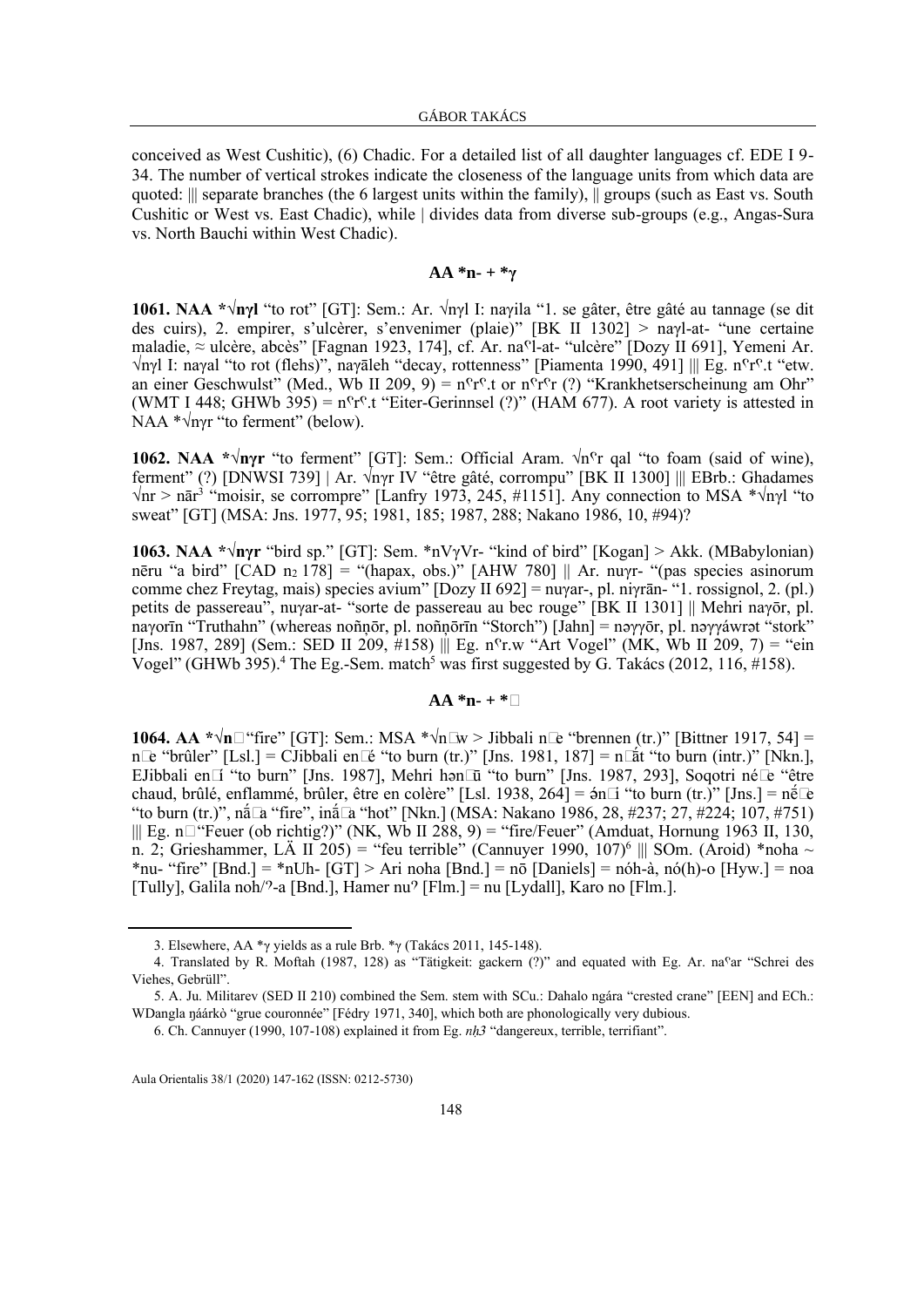conceived as West Cushitic), (6) Chadic. For a detailed list of all daughter languages cf. EDE I 9-34. The number of vertical strokes indicate the closeness of the language units from which data are quoted: ||| separate branches (the 6 largest units within the family), || groups (such as East vs. South Cushitic or West vs. East Chadic), while | divides data from diverse sub-groups (e.g., Angas-Sura vs. North Bauchi within West Chadic).

## AA *n- + *γ

**1061. NAA *√nγl** "to rot" [GT]: Sem.: Ar. √nγl I: naγila "1. se gâter, être gâté au tannage (se dit des cuirs), 2. empirer, s'ulcèrer, s'envenimer (plaie)" [BK II 1302] > naγl-at- "une certaine maladie, ≈ ulcère, abcès" [Fagnan 1923, 174], cf. Ar. naˁl-at- "ulcère" [Dozy II 691], Yemeni Ar. √nγl I: naγal "to rot (flehs)", naγāleh "decay, rottenness" [Piamenta 1990, 491] ||| Eg. nˁrˁ.t "etw. an einer Geschwulst" (Med., Wb II 209, 9) = nˁrˁ.t or nˁrˁr (?) "Krankhetserscheinung am Ohr" (WMT I 448; GHWb 395) = nˁrˁ.t "Eiter-Gerinnsel (?)" (HAM 677). A root variety is attested in NAA *√nγr "to ferment" (below).

**1062. NAA *√nγr** "to ferment" [GT]: Sem.: Official Aram. √nˁr qal "to foam (said of wine), ferment" (?) [DNWSI 739] | Ar. √nγr IV "être gâté, corrompu" [BK II 1300] ||| EBrb.: Ghadames √nr > nār[3] "moisir, se corrompre" [Lanfry 1973, 245, #1151]. Any connection to MSA *√nγl "to sweat" [GT] (MSA: Jns. 1977, 95; 1981, 185; 1987, 288; Nakano 1986, 10, #94)?

**1063. NAA *√nγr** "bird sp." [GT]: Sem. *nVγVr- "kind of bird" [Kogan] > Akk. (MBabylonian) nēru "a bird" [CAD $n_2$ 178] = "(hapax, obs.)" [AHW 780] || Ar. nuγr- "(pas species asinorum comme chez Freytag, mais) species avium" [Dozy II 692] = nuγar-, pl. niγrān- "1. rossignol, 2. (pl.) petits de passereau", nuγar-at- "sorte de passereau au bec rouge" [BK II 1301] || Mehri naγōr, pl. naγorīn "Truthahn" (whereas noñōr, pl. noñọrīn "Storch") [Jahn] = nəγγōr, pl. nəγγáwrət "stork" [Jns. 1987, 289] (Sem.: SED II 209, #158) ||| Eg. nˁr.w "Art Vogel" (MK, Wb II 209, 7) = "ein Vogel" (GHWb 395).[4] The Eg.-Sem. match[5] was first suggested by G. Takács (2012, 116, #158).

## AA *n- + *□

**1064. AA *√n□** "fire" [GT]: Sem.: MSA *√n□w > Jibbali n□e "brennen (tr.)" [Bittner 1917, 54] = n□e "brûler" [Lsl.] = CJibbali en□é "to burn (tr.)" [Jns. 1981, 187] = n□ất "to burn (intr.)" [Nkn.], EJibbali en□í "to burn" [Jns. 1987], Mehri hən□ū "to burn" [Jns. 1987, 293], Soqotri né□e "être chaud, brûlé, enflammé, brûler, être en colère" [Lsl. 1938, 264] = ə́n□i "to burn (tr.)" [Jns.] = nḗ□e "to burn (tr.)", nấ□a "fire", inấ□a "hot" [Nkn.] (MSA: Nakano 1986, 28, #237; 27, #224; 107, #751) ||| Eg. n□ "Feuer (ob richtig?)" (NK, Wb II 288, 9) = "fire/Feuer" (Amduat, Hornung 1963 II, 130, n. 2; Grieshammer, LÄ II 205) = "feu terrible" (Cannuyer 1990, 107)[6] ||| SOm. (Aroid) *noha ~ *nu- "fire" [Bnd.] = *nUh- [GT] > Ari noha [Bnd.] = nō [Daniels] = nóh-à, nó(h)-o [Hyw.] = noa [Tully], Galila noh/ˀ-a [Bnd.], Hamer nuˀ [Flm.] = nu [Lydall], Karo no [Flm.].

---

3. Elsewhere, AA *γ yields as a rule Brb. *γ (Takács 2011, 145-148).

4. Translated by R. Moftah (1987, 128) as "Tätigkeit: gackern (?)" and equated with Eg. Ar. naˁar "Schrei des Viehes, Gebrüll".

5. A. Ju. Militarev (SED II 210) combined the Sem. stem with SCu.: Dahalo ngára "crested crane" [EEN] and ECh.: WDangla ŋáárkò "grue couronnée" [Fédry 1971, 340], which both are phonologically very dubious.

6. Ch. Cannuyer (1990, 107-108) explained it from Eg. *nḥ3* "dangereux, terrible, terrifiant".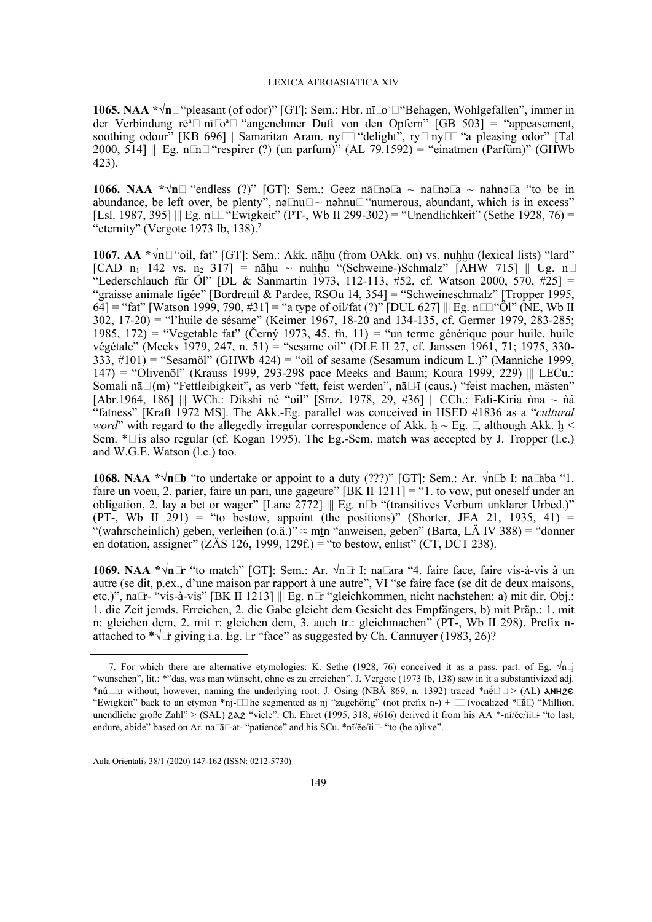**1065. NAA *√n** "pleasant (of odor)" [GT]: Sem.: Hbr. nīḥōaḥ "Behagen, Wohlgefallen", immer in der Verbindung rēaḥ nīḥōaḥ "angenehmer Duft von den Opfern" [GB 503] = "appeasement, soothing odour" [KB 696] | Samaritan Aram. ny "delight", ry ny "a pleasing odor" [Tal 2000, 514] ||| Eg. nn "respirer (?) (un parfum)" (AL 79.1592) = "einatmen (Parfüm)" (GHWb 423).

**1066. NAA *√n** "endless (?)" [GT]: Sem.: Geez nāhəa ~ nahəa ~ nahnəa "to be in abundance, be left over, be plenty", nəhnu ~ nəhnu "numerous, abundant, which is in excess" [Lsl. 1987, 395] ||| Eg. n "Ewigkeit" (PT-, Wb II 299-302) = "Unendlichkeit" (Sethe 1928, 76) = "eternity" (Vergote 1973 Ib, 138).[7]

**1067. AA *√n** "oil, fat" [GT]: Sem.: Akk. nāḫu (from OAkk. on) vs. nuḫḫu (lexical lists) "lard" [CAD $n_1$ 142 vs. $n_2$ 317] = nāḫu ~ nuḫḫu "(Schweine-)Schmalz" [AHW 715] || Ug. n "Lederschlauch für Öl" [DL & Sanmartín 1973, 112-113, #52, cf. Watson 2000, 570, #25] = "graisse animale figée" [Bordreuil & Pardee, RSOu 14, 354] = "Schweineschmalz" [Tropper 1995, 64] = "fat" [Watson 1999, 790, #31] = "a type of oil/fat (?)" [DUL 627] ||| Eg. n "Öl" (NE, Wb II 302, 17-20) = "l'huile de sésame" (Keimer 1967, 18-20 and 134-135, cf. Germer 1979, 283-285; 1985, 172) = "Vegetable fat" (Černý 1973, 45, fn. 11) = "un terme générique pour huile, huile végétale" (Meeks 1979, 247, n. 51) = "sesame oil" (DLE II 27, cf. Janssen 1961, 71; 1975, 330-333, #101) = "Sesamöl" (GHWb 424) = "oil of sesame (Sesamum indicum L.)" (Manniche 1999, 147) = "Olivenöl" (Krauss 1999, 293-298 pace Meeks and Baum; Koura 1999, 229) ||| LECu.: Somali nā(m) "Fettleibigkeit", as verb "fett, feist werden", nā-ī (caus.) "feist machen, mästen" [Abr.1964, 186] ||| WCh.: Dikshi nè "oil" [Smz. 1978, 29, #36] || CCh.: Fali-Kiria ǹna ~ ǹá "fatness" [Kraft 1972 MS]. The Akk.-Eg. parallel was conceived in HSED #1836 as a "*cultural word*" with regard to the allegedly irregular correspondence of Akk. ḫ ~ Eg. , although Akk. ḫ < Sem. * is also regular (cf. Kogan 1995). The Eg.-Sem. match was accepted by J. Tropper (l.c.) and W.G.E. Watson (l.c.) too.

**1068. NAA *√nb** "to undertake or appoint to a duty (???)" [GT]: Sem.: Ar. √nb I: naaba "1. faire un voeu, 2. parier, faire un pari, une gageure" [BK II 1211] = "1. to vow, put oneself under an obligation, 2. lay a bet or wager" [Lane 2772] ||| Eg. nb "(transitives Verbum unklarer Urbed.)" (PT-, Wb II 291) = "to bestow, appoint (the positions)" (Shorter, JEA 21, 1935, 41) = "(wahrscheinlich) geben, verleihen (o.ä.)" ≈ mtn "anweisen, geben" (Barta, LÄ IV 388) = "donner en dotation, assigner" (ZÄS 126, 1999, 129f.) = "to bestow, enlist" (CT, DCT 238).

**1069. NAA *√nr** "to match" [GT]: Sem.: Ar. √nr I: naara "4. faire face, faire vis-à-vis à un autre (se dit, p.ex., d'une maison par rapport à une autre)", VI "se faire face (se dit de deux maisons, etc.)", nar- "vis-à-vis" [BK II 1213] ||| Eg. nr "gleichkommen, nicht nachstehen: a) mit dir. Obj.: 1. die Zeit jemds. Erreichen, 2. die Gabe gleicht dem Gesicht des Empfängers, b) mit Präp.: 1. mit n: gleichen dem, 2. mit r: gleichen dem, 3. auch tr.: gleichmachen" (PT-, Wb II 298). Prefix n-attached to *√r giving i.a. Eg. r "face" as suggested by Ch. Cannuyer (1983, 26)?

---

7. For which there are alternative etymologies: K. Sethe (1928, 76) conceived it as a pass. part. of Eg. √nj "wünschen", lit.: *"das, was man wünscht, ohne es zu erreichen". J. Vergote (1973 Ib, 138) saw in it a substantivized adj. *núu without, however, naming the underlying root. J. Osing (NBÄ 869, n. 1392) traced *nĕ > (AL) ⲁⲛⲏϩⲉ "Ewigkeit" back to an etymon *nj- he segmented as nj "zugehörig" (not prefix n-) + (vocalized *ă) "Million, unendliche große Zahl" > (SAL) ϩⲁϩ "viele". Ch. Ehret (1995, 318, #616) derived it from his AA *-nĭ/ĕe/ĭi- "to last, endure, abide" based on Ar. naā-at- "patience" and his SCu. *nĭ/ĕe/ĭi- "to (be a)live".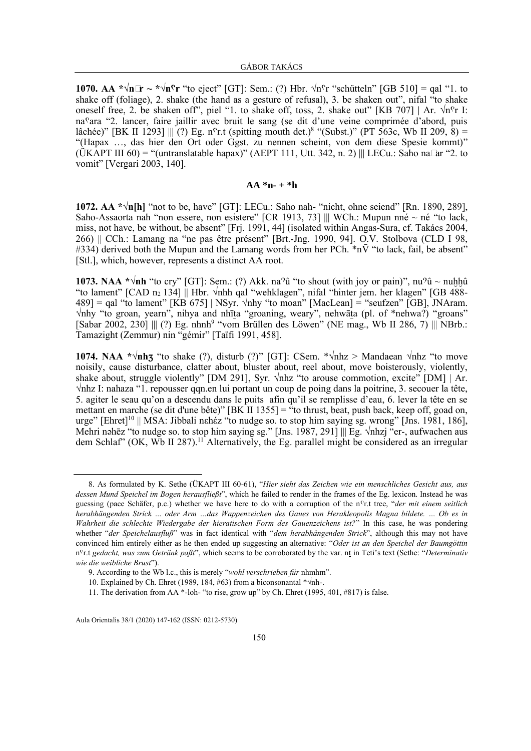**1070. AA \*√n□r ~ \*√nʕr** "to eject" [GT]: Sem.: (?) Hbr. √nʕr "schütteln" [GB 510] = qal "1. to shake off (foliage), 2. shake (the hand as a gesture of refusal), 3. be shaken out", nifal "to shake oneself free, 2. be shaken off", piel "1. to shake off, toss, 2. shake out" [KB 707] | Ar. √nʕr I: naʕara "2. lancer, faire jaillir avec bruit le sang (se dit d'une veine comprimée d'abord, puis lâchée)" [BK II 1293] ||| (?) Eg. nʕr.t (spitting mouth det.)[8] "(Subst.)" (PT 563c, Wb II 209, 8) = "(Hapax …, das hier den Ort oder Ggst. zu nennen scheint, von dem diese Spesie kommt)" (ÜKAPT III 60) = "(untranslatable hapax)" (AEPT 111, Utt. 342, n. 2) ||| LECu.: Saho na□ar "2. to vomit" [Vergari 2003, 140].

## AA \*n- + \*h

**1072. AA \*√n[h]** "not to be, have" [GT]: LECu.: Saho nah- "nicht, ohne seiend" [Rn. 1890, 289], Saho-Assaorta nah "non essere, non esistere" [CR 1913, 73] ||| WCh.: Mupun nné ~ né "to lack, miss, not have, be without, be absent" [Frj. 1991, 44] (isolated within Angas-Sura, cf. Takács 2004, 266) || CCh.: Lamang na "ne pas être présent" [Brt.-Jng. 1990, 94]. O.V. Stolbova (CLD I 98, #334) derived both the Mupun and the Lamang words from her PCh. \*nV̄ "to lack, fail, be absent" [Stl.], which, however, represents a distinct AA root.

**1073. NAA \*√nh** "to cry" [GT]: Sem.: (?) Akk. naʔû "to shout (with joy or pain)", nuʔû ~ nuḫḫû "to lament" [CAD $n_2$ 134] || Hbr. √nhh qal "wehklagen", nifal "hinter jem. her klagen" [GB 488-489] = qal "to lament" [KB 675] | NSyr. √nhy "to moan" [MacLean] = "seufzen" [GB], JNAram. √nhy "to groan, yearn", nihya and nhīṯa "groaning, weary", nehwāṯa (pl. of \*nehwa?) "groans" [Sabar 2002, 230] ||| (?) Eg. nhnh[9] "vom Brüllen des Löwen" (NE mag., Wb II 286, 7) ||| NBrb.: Tamazight (Zemmur) nin "gémir" [Taïfi 1991, 458].

**1074. NAA \*√nhʒ** "to shake (?), disturb (?)" [GT]: CSem. \*√nhz > Mandaean √nhz "to move noisily, cause disturbance, clatter about, bluster about, reel about, move boisterously, violently, shake about, struggle violently" [DM 291], Syr. √nhz "to arouse commotion, excite" [DM] | Ar. √nhz I: nahaza "1. repousser qqn.en lui portant un coup de poing dans la poitrine, 3. secouer la tête, 5. agiter le seau qu'on a descendu dans le puits afin qu'il se remplisse d'eau, 6. lever la tête en se mettant en marche (se dit d'une bête)" [BK II 1355] = "to thrust, beat, push back, keep off, goad on, urge" [Ehret][10] || MSA: Jibbali nɛhɛ́z "to nudge so. to stop him saying sg. wrong" [Jns. 1981, 186], Mehri nəhēz "to nudge so. to stop him saying sg." [Jns. 1987, 291] ||| Eg. √nhzj "er-, aufwachen aus dem Schlaf" (OK, Wb II 287).[11] Alternatively, the Eg. parallel might be considered as an irregular

---

8. As formulated by K. Sethe (ÜKAPT III 60-61), "*Hier sieht das Zeichen wie ein menschliches Gesicht aus, aus dessen Mund Speichel im Bogen herausfließt*", which he failed to render in the frames of the Eg. lexicon. Instead he was guessing (pace Schäfer, p.c.) whether we have here to do with a corruption of the nʕr.t tree, "*der mit einem seitlich herabhängenden Strick … oder Arm …das Wappenzeichen des Gaues von Herakleopolis Magna bildete. … Ob es in Wahrheit die schlechte Wiedergabe der hieratischen Form des Gauenzeichens ist?*" In this case, he was pondering whether "*der Speichelausfluß*" was in fact identical with "*dem herabhängenden Strick*", although this may not have convinced him entirely either as he then ended up suggesting an alternative: "*Oder ist an den Speichel der Baumgöttin* nʕr.t *gedacht, was zum Getränk paßt*", which seems to be corroborated by the var. nṯ in Teti's text (Sethe: "*Determinativ wie die weibliche Brust*").

9. According to the Wb l.c., this is merely "*wohl verschrieben für* nhmhm".

10. Explained by Ch. Ehret (1989, 184, #63) from a biconsonantal \*√nh-.

11. The derivation from AA \*-loh- "to rise, grow up" by Ch. Ehret (1995, 401, #817) is false.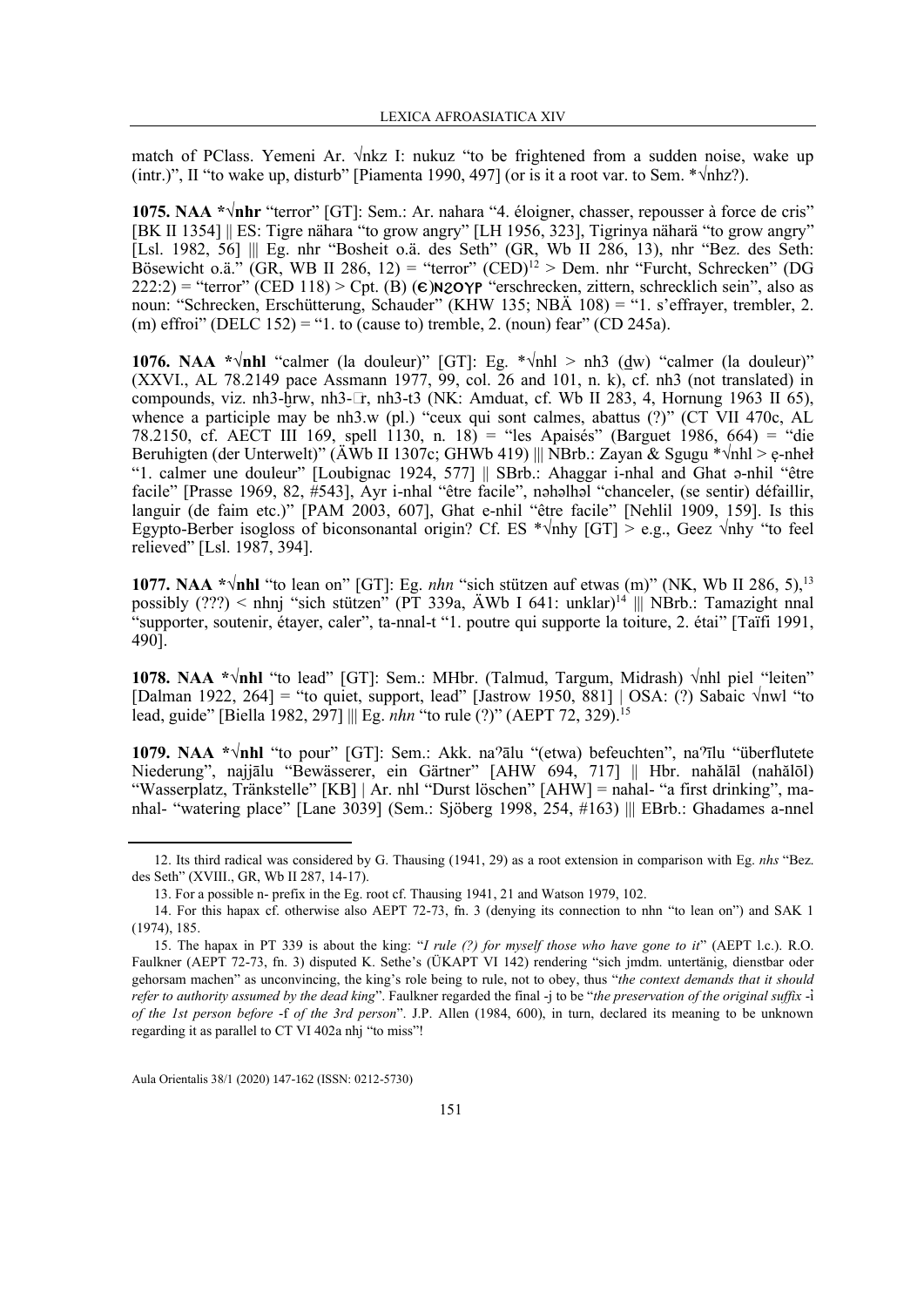match of PClass. Yemeni Ar. √nkz I: nukuz "to be frightened from a sudden noise, wake up (intr.)", II "to wake up, disturb" [Piamenta 1990, 497] (or is it a root var. to Sem. *√nhz?).

**1075. NAA *√nhr** "terror" [GT]: Sem.: Ar. nahara "4. éloigner, chasser, repousser à force de cris" [BK II 1354] ‖ ES: Tigre nähara "to grow angry" [LH 1956, 323], Tigrinya nähara "to grow angry" [Lsl. 1982, 56] ||| Eg. nhr "Bosheit o.ä. des Seth" (GR, WB II 286, 13), nhr "Bez. des Seth: Bösewicht o.ä." (GR, WB II 286, 12) = "terror" (CED)[12] > Dem. nhr "Furcht, Schrecken" (DG 222:2) = "terror" (CED 118) > Cpt. (B) (ⲉ)ⲛϩⲟⲩⲣ "erschrecken, zittern, schrecklich sein", also as noun: "Schrecken, Erschütterung, Schauder" (KHW 135; NBÄ 108) = "1. s'effrayer, trembler, 2. (m) effroi" (DELC 152) = "1. to (cause to) tremble, 2. (noun) fear" (CD 245a).

**1076. NAA *√nhl** "calmer (la douleur)" [GT]: Eg. *√nhl > nh3 (dw) "calmer (la douleur)" (XXVI., AL 78.2149 pace Assmann 1977, 99, col. 26 and 101, n. k), cf. nh3 (not translated) in compounds, viz. nh3-ḫrw, nh3-□r, nh3-t3 (NK: Amduat, cf. Wb II 283, 4, Hornung 1963 II 65), whence a participle may be nh3.w (pl.) "ceux qui sont calmes, abattus (?)" (CT VII 470c, AL 78.2150, cf. AECT III 169, spell 1130, n. 18) = "les Apaisés" (Barguet 1986, 664) = "die Beruhigten (der Unterwelt)" (ÄWb II 1307c; GHWb 419) ||| NBrb.: Zayan & Sgugu *√nhl > ẹ-nheł "1. calmer une douleur" [Loubignac 1924, 577] ‖ SBrb.: Ahaggar i-nhal and Ghat ə-nhil "être facile" [Prasse 1969, 82, #543], Ayr i-nhal "être facile", nəhəlhəl "chanceler, (se sentir) défaillir, languir (de faim etc.)" [PAM 2003, 607], Ghat e-nhil "être facile" [Nehlil 1909, 159]. Is this Egypto-Berber isogloss of biconsonantal origin? Cf. ES *√nhy [GT] > e.g., Geez √nhy "to feel relieved" [Lsl. 1987, 394].

**1077. NAA *√nhl** "to lean on" [GT]: Eg. *nhn* "sich stützen auf etwas (m)" (NK, Wb II 286, 5),[13] possibly (???) < nhnj "sich stützen" (PT 339a, ÄWb I 641: unklar)[14] ||| NBrb.: Tamazight nnal "supporter, soutenir, étayer, caler", ta-nnal-t "1. poutre qui supporte la toiture, 2. étai" [Taïfi 1991, 490].

**1078. NAA *√nhl** "to lead" [GT]: Sem.: MHbr. (Talmud, Targum, Midrash) √nhl piel "leiten" [Dalman 1922, 264] = "to quiet, support, lead" [Jastrow 1950, 881] | OSA: (?) Sabaic √nwl "to lead, guide" [Biella 1982, 297] ||| Eg. *nhn* "to rule (?)" (AEPT 72, 329).[15]

**1079. NAA *√nhl** "to pour" [GT]: Sem.: Akk. naʔālu "(etwa) befeuchten", naʔīlu "überflutete Niederung", najjālu "Bewässerer, ein Gärtner" [AHW 694, 717] ‖ Hbr. nahălāl (nahălōl) "Wasserplatz, Tränkstelle" [KB] | Ar. nhl "Durst löschen" [AHW] = nahal- "a first drinking", ma-nhal- "watering place" [Lane 3039] (Sem.: Sjöberg 1998, 254, #163) ||| EBrb.: Ghadames a-nnel

---

12. Its third radical was considered by G. Thausing (1941, 29) as a root extension in comparison with Eg. *nhs* "Bez. des Seth" (XVIII., GR, Wb II 287, 14-17).

13. For a possible n- prefix in the Eg. root cf. Thausing 1941, 21 and Watson 1979, 102.

14. For this hapax cf. otherwise also AEPT 72-73, fn. 3 (denying its connection to nhn "to lean on") and SAK 1 (1974), 185.

15. The hapax in PT 339 is about the king: "*I rule (?) for myself those who have gone to it*" (AEPT l.c.). R.O. Faulkner (AEPT 72-73, fn. 3) disputed K. Sethe's (ÜKAPT VI 142) rendering "sich jmdm. untertänig, dienstbar oder gehorsam machen" as unconvincing, the king's role being to rule, not to obey, thus "*the context demands that it should refer to authority assumed by the dead king*". Faulkner regarded the final -j to be "*the preservation of the original suffix* -i̓ *of the 1st person before* -f *of the 3rd person*". J.P. Allen (1984, 600), in turn, declared its meaning to be unknown regarding it as parallel to CT VI 402a nhj "to miss"!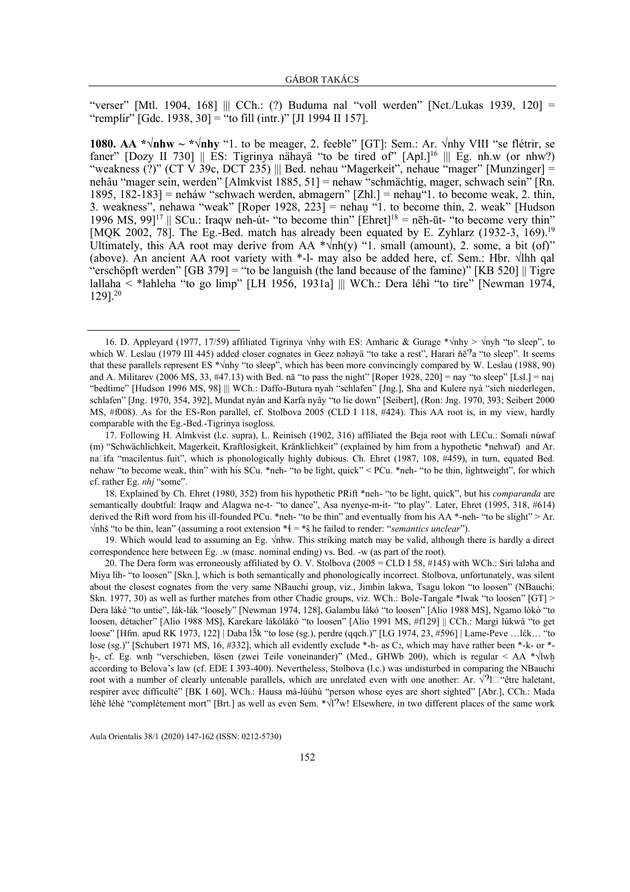"verser" [Mtl. 1904, 168] ||| CCh.: (?) Buduma nal "voll werden" [Nct./Lukas 1939, 120] = "remplir" [Gdc. 1938, 30] = "to fill (intr.)" [JI 1994 II 157].

**1080. AA *√nhw ~ *√nhy** "1. to be meager, 2. feeble" [GT]: Sem.: Ar. √nhy VIII "se flétrir, se faner" [Dozy II 730] || ES: Tigrinya nähayä "to be tired of" [Apl.][16] ||| Eg. nh.w (or nhw?) "weakness (?)" (CT V 39c, DCT 235) ||| Bed. nehau "Magerkeit", nehaue "mager" [Munzinger] = nehâu "mager sein, werden" [Almkvist 1885, 51] = nehaw "schmächtig, mager, schwach sein" [Rn. 1895, 182-183] = neháw "schwach werden, abmagern" [Zhl.] = nehau̯ "1. to become weak, 2. thin, 3. weakness", nehawa "weak" [Roper 1928, 223] = nehau̯ "1. to become thin, 2. weak" [Hudson 1996 MS, 99][17] || SCu.: Iraqw neh-út- "to become thin" [Ehret][18] = nēh-ūt- "to become very thin" [MQK 2002, 78]. The Eg.-Bed. match has already been equated by E. Zyhlarz (1932-3, 169).[19] Ultimately, this AA root may derive from AA *√nh(y) "1. small (amount), 2. some, a bit (of)" (above). An ancient AA root variety with *-l- may also be added here, cf. Sem.: Hbr. √lhh qal "erschöpft werden" [GB 379] = "to be languish (the land because of the famine)" [KB 520] || Tigre lallaha < *lahleha "to go limp" [LH 1956, 1931a] ||| WCh.: Dera léhì "to tire" [Newman 1974, 129].[20]

---

16. D. Appleyard (1977, 17/59) affiliated Tigrinya √nhy with ES: Amharic & Gurage *√nhy > √nyh "to sleep", to which W. Leslau (1979 III 445) added closer cognates in Geez nəhəyä "to take a rest", Harari ñēˀa "to sleep". It seems that these parallels represent ES *√nhy "to sleep", which has been more convincingly compared by W. Leslau (1988, 90) and A. Militarev (2006 MS, 33, #47.13) with Bed. nā "to pass the night" [Roper 1928, 220] = nay "to sleep" [Lsl.] = nai̯ "bedtime" [Hudson 1996 MS, 98] ||| WCh.: Daffo-Butura nyah "schlafen" [Jng.], Sha and Kulere nyà "sich niederlegen, schlafen" [Jng. 1970, 354, 392], Mundat nyàn and Karfa nyây "to lie down" [Seibert], (Ron: Jng. 1970, 393; Seibert 2000 MS, #f008). As for the ES-Ron parallel, cf. Stolbova 2005 (CLD I 118, #424). This AA root is, in my view, hardly comparable with the Eg.-Bed.-Tigrinya isogloss.

17. Following H. Almkvist (l.c. supra), L. Reinisch (1902, 316) affiliated the Beja root with LECu.: Somali núwaf (m) "Schwächlichkeit, Magerkeit, Kraftlosigkeit, Kränklichkeit" (explained by him from a hypothetic *nehwaf) and Ar. na□ifa "macilentus fuit", which is phonologically highly dubious. Ch. Ehret (1987, 108, #459), in turn, equated Bed. nehaw "to become weak, thin" with his SCu. *neh- "to be light, quick" < PCu. *neh- "to be thin, lightweight", for which cf. rather Eg. *nhj* "some".

18. Explained by Ch. Ehret (1980, 352) from his hypothetic PRift *neh- "to be light, quick", but his *comparanda* are semantically doubtful: Iraqw and Alagwa ne-t- "to dance", Asa nyenye-m-it- "to play". Later, Ehret (1995, 318, #614) derived the Rift word from his ill-founded PCu. *neh- "to be thin" and eventually from his AA *-neh- "to be slight" > Ar. √nhš "to be thin, lean" (assuming a root extension *ɬ = *ŝ he failed to render: "*semantics unclear*").

19. Which would lead to assuming an Eg. √nhw. This striking match may be valid, although there is hardly a direct correspondence here between Eg. .w (masc. nominal ending) vs. Bed. -w (as part of the root).

20. The Dera form was erroneously affiliated by O. V. Stolbova (2005 = CLD I 58, #145) with WCh.: Siri laləha and Miya lih- "to loosen" [Skn.], which is both semantically and phonologically incorrect. Stolbova, unfortunately, was silent about the closest cognates from the very same NBauchi group, viz., Jimbin lakwa, Tsagu lokon "to loosen" (NBauchi: Skn. 1977, 30) as well as further matches from other Chadic groups, viz. WCh.: Bole-Tangale *lwak "to loosen" [GT] > Dera lákè "to untie", lák-lák "loosely" [Newman 1974, 128], Galambu làkó "to loosen" [Alio 1988 MS], Ngamo lòkò "to loosen, détacher" [Alio 1988 MS], Karekare lákólákó "to loosen" [Alio 1991 MS, #f129] || CCh.: Margi lùkwà "to get loose" [Hfm. apud RK 1973, 122] | Daba lɔ̄k "to lose (sg.), perdre (qqch.)" [LG 1974, 23, #596] | Lame-Peve …lέk… "to lose (sg.)" [Schubert 1971 MS, 16, #332], which all evidently exclude *-h- as C₂, which may have rather been *-k- or *-ḫ-, cf. Eg. wnḫ "verschieben, lösen (zwei Teile voneinander)" (Med., GHWb 200), which is regular < AA *√lwḫ according to Belova's law (cf. EDE I 393-400). Nevertheless, Stolbova (l.c.) was undisturbed in comparing the NBauchi root with a number of clearly untenable parallels, which are unrelated even with one another: Ar. √ˀl□ "être haletant, respirer avec difficulté" [BK I 60], WCh.: Hausa mà-lúúhù "person whose eyes are short sighted" [Abr.], CCh.: Mada léhè léhè "complètement mort" [Brt.] as well as even Sem. *√lˀw! Elsewhere, in two different places of the same work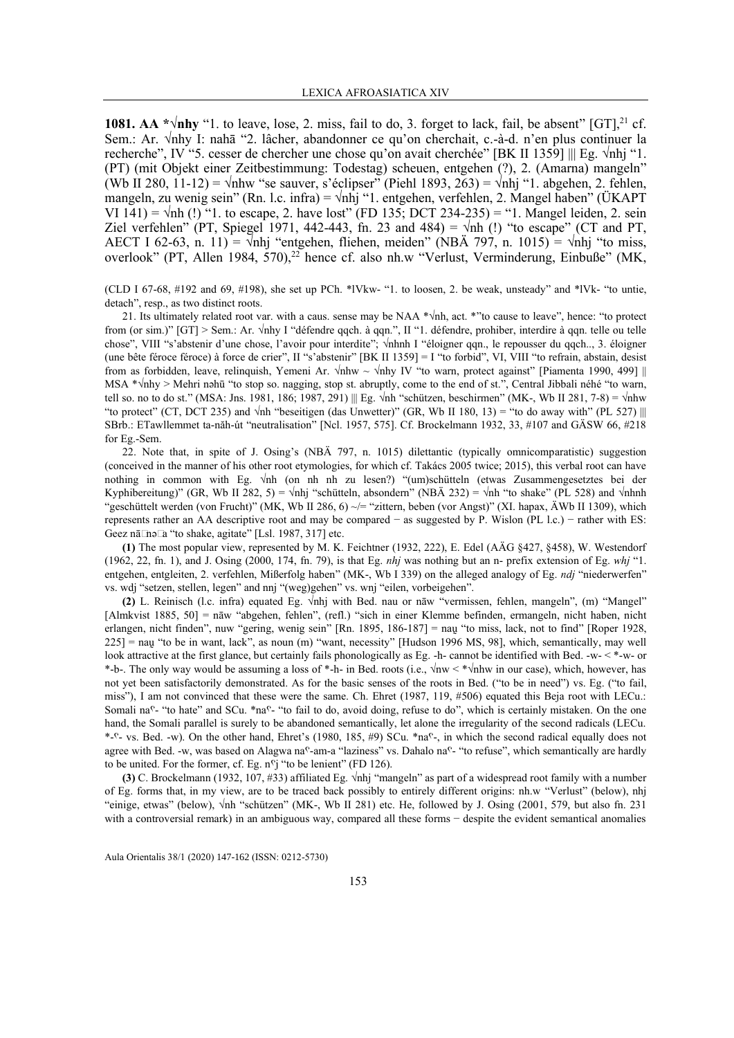**1081. AA *√nhy** "1. to leave, lose, 2. miss, fail to do, 3. forget to lack, fail, be absent" [GT],[21] cf. Sem.: Ar. √nhy I: nahā "2. lâcher, abandonner ce qu'on cherchait, c.-à-d. n'en plus continuer la recherche", IV "5. cesser de chercher une chose qu'on avait cherchée" [BK II 1359] ||| Eg. √nhj "1. (PT) (mit Objekt einer Zeitbestimmung: Todestag) scheuen, entgehen (?), 2. (Amarna) mangeln" (Wb II 280, 11-12) = √nhw "se sauver, s'éclipser" (Piehl 1893, 263) = √nhj "1. abgehen, 2. fehlen, mangeln, zu wenig sein" (Rn. l.c. infra) = √nhj "1. entgehen, verfehlen, 2. Mangel haben" (ÜKAPT VI 141) = √nh (!) "1. to escape, 2. have lost" (FD 135; DCT 234-235) = "1. Mangel leiden, 2. sein Ziel verfehlen" (PT, Spiegel 1971, 442-443, fn. 23 and 484) = √nh (!) "to escape" (CT and PT, AECT I 62-63, n. 11) = √nhj "entgehen, fliehen, meiden" (NBÄ 797, n. 1015) = √nhj "to miss, overlook" (PT, Allen 1984, 570),[22] hence cf. also nh.w "Verlust, Verminderung, Einbuße" (MK,

(CLD I 67-68, #192 and 69, #198), she set up PCh. *lVkw- "1. to loosen, 2. be weak, unsteady" and *lVk- "to untie, detach", resp., as two distinct roots.

21. Its ultimately related root var. with a caus. sense may be NAA *√nh, act. *"to cause to leave", hence: "to protect from (or sim.)" [GT] > Sem.: Ar. √nhy I "défendre qqch. à qqn.", II "1. défendre, prohiber, interdire à qqn. telle ou telle chose", VIII "s'abstenir d'une chose, l'avoir pour interdite"; √nhnh I "éloigner qqn., le repousser du qqch.., 3. éloigner (une bête féroce féroce) à force de crier", II "s'abstenir" [BK II 1359] = I "to forbid", VI, VIII "to refrain, abstain, desist from as forbidden, leave, relinquish, Yemeni Ar. √nhw ~ √nhy IV "to warn, protect against" [Piamenta 1990, 499] || MSA *√nhy > Mehri nəhū "to stop so. nagging, stop st. abruptly, come to the end of st.", Central Jibbali néhé "to warn, tell so. no to do st." (MSA: Jns. 1981, 186; 1987, 291) ||| Eg. √nh "schützen, beschirmen" (MK-, Wb II 281, 7-8) = √nhw "to protect" (CT, DCT 235) and √nh "beseitigen (das Unwetter)" (GR, Wb II 180, 13) = "to do away with" (PL 527) ||| SBrb.: ETawllemmet ta-năh-út "neutralisation" [Ncl. 1957, 575]. Cf. Brockelmann 1932, 33, #107 and GÄSW 66, #218 for Eg.-Sem.

22. Note that, in spite of J. Osing's (NBÄ 797, n. 1015) dilettantic (typically omnicomparatistic) suggestion (conceived in the manner of his other root etymologies, for which cf. Takács 2005 twice; 2015), this verbal root can have nothing in common with Eg. √nh (on nh nh zu lesen?) "(um)schütteln (etwas Zusammengesetztes bei der Kyphibereitung)" (GR, Wb II 282, 5) = √nhj "schütteln, absondern" (NBÄ 232) = √nh "to shake" (PL 528) and √nhnh "geschüttelt werden (von Frucht)" (MK, Wb II 286, 6) ~/= "zittern, beben (vor Angst)" (XI. hapax, ÄWb II 1309), which represents rather an AA descriptive root and may be compared − as suggested by P. Wislon (PL l.c.) − rather with ES: Geez nā□nə□a "to shake, agitate" [Lsl. 1987, 317] etc.

**(1)** The most popular view, represented by M. K. Feichtner (1932, 222), E. Edel (AÄG §427, §458), W. Westendorf (1962, 22, fn. 1), and J. Osing (2000, 174, fn. 79), is that Eg. *nhj* was nothing but an n- prefix extension of Eg. *whj* "1. entgehen, entgleiten, 2. verfehlen, Mißerfolg haben" (MK-, Wb I 339) on the alleged analogy of Eg. *ndj* "niederwerfen" vs. wdj "setzen, stellen, legen" and nnj "(weg)gehen" vs. wnj "eilen, vorbeigehen".

**(2)** L. Reinisch (l.c. infra) equated Eg. √nhj with Bed. nau or nāw "vermissen, fehlen, mangeln", (m) "Mangel" [Almkvist 1885, 50] = nāw "abgehen, fehlen", (refl.) "sich in einer Klemme befinden, ermangeln, nicht haben, nicht erlangen, nicht finden", nuw "gering, wenig sein" [Rn. 1895, 186-187] = naṷ "to miss, lack, not to find" [Roper 1928, 225] = naṷ "to be in want, lack", as noun (m) "want, necessity" [Hudson 1996 MS, 98], which, semantically, may well look attractive at the first glance, but certainly fails phonologically as Eg. -h- cannot be identified with Bed. -w- < *-w- or *-b-. The only way would be assuming a loss of *-h- in Bed. roots (i.e., √nw < *√nhw in our case), which, however, has not yet been satisfactorily demonstrated. As for the basic senses of the roots in Bed. ("to be in need") vs. Eg. ("to fail, miss"), I am not convinced that these were the same. Ch. Ehret (1987, 119, #506) equated this Beja root with LECu.: Somali naᶜ- "to hate" and SCu. *naᶜ- "to fail to do, avoid doing, refuse to do", which is certainly mistaken. On the one hand, the Somali parallel is surely to be abandoned semantically, let alone the irregularity of the second radicals (LECu. *-ᶜ- vs. Bed. -w). On the other hand, Ehret's (1980, 185, #9) SCu. *naᶜ-, in which the second radical equally does not agree with Bed. -w, was based on Alagwa naᶜ-am-a "laziness" vs. Dahalo naᶜ- "to refuse", which semantically are hardly to be united. For the former, cf. Eg. nᶜj "to be lenient" (FD 126).

**(3)** C. Brockelmann (1932, 107, #33) affiliated Eg. √nhj "mangeln" as part of a widespread root family with a number of Eg. forms that, in my view, are to be traced back possibly to entirely different origins: nh.w "Verlust" (below), nhj "einige, etwas" (below), √nh "schützen" (MK-, Wb II 281) etc. He, followed by J. Osing (2001, 579, but also fn. 231 with a controversial remark) in an ambiguous way, compared all these forms − despite the evident semantical anomalies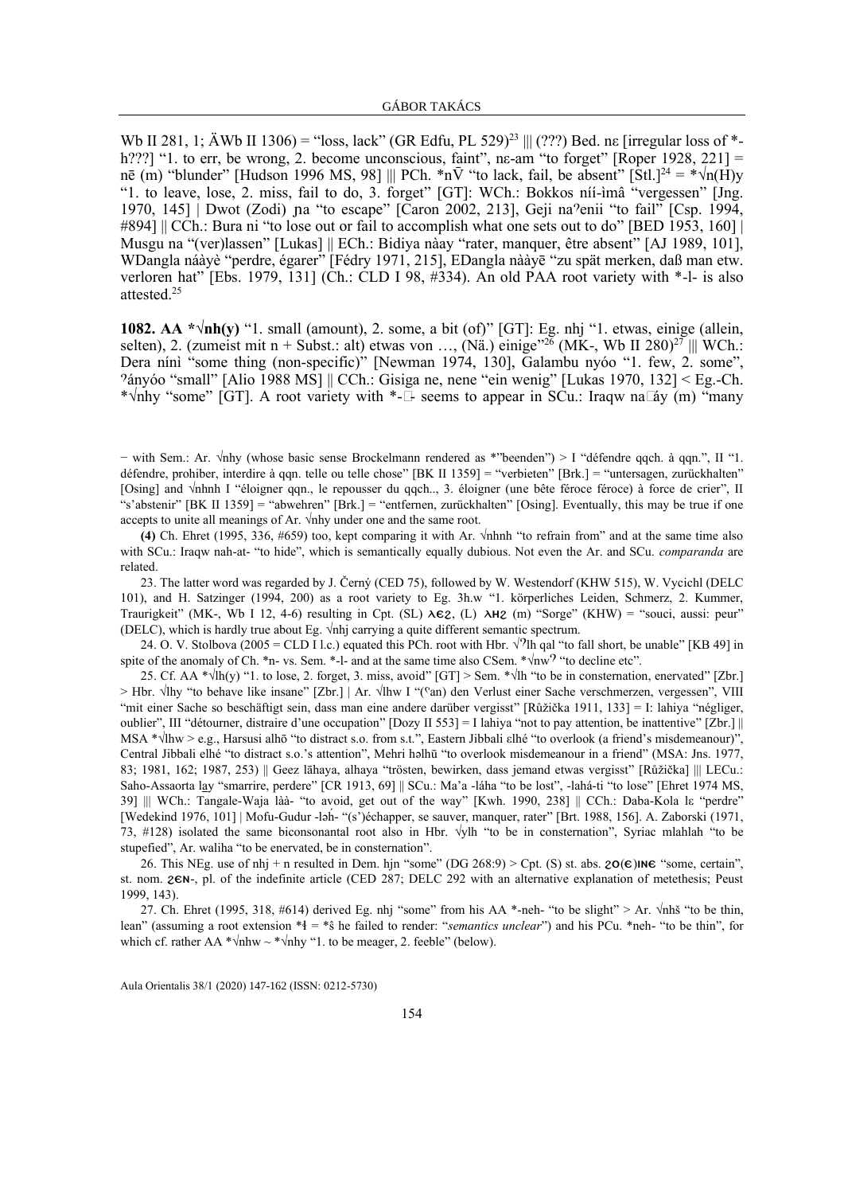Wb II 281, 1; ÄWb II 1306) = "loss, lack" (GR Edfu, PL 529)[23] ||| (???) Bed. nɛ [irregular loss of *-h???] "1. to err, be wrong, 2. become unconscious, faint", nɛ-am "to forget" [Roper 1928, 221] = nē (m) "blunder" [Hudson 1996 MS, 98] ||| PCh. *nV̄ "to lack, fail, be absent" [Stl.][24] = *√n(H)y "1. to leave, lose, 2. miss, fail to do, 3. forget" [GT]: WCh.: Bokkos níí-ìmâ "vergessen" [Jng. 1970, 145] | Dwot (Zodi) ɲa "to escape" [Caron 2002, 213], Geji naˀenii "to fail" [Csp. 1994, #894] || CCh.: Bura ni "to lose out or fail to accomplish what one sets out to do" [BED 1953, 160] | Musgu na "(ver)lassen" [Lukas] || ECh.: Bidiya nàay "rater, manquer, être absent" [AJ 1989, 101], WDangla náàyè "perdre, égarer" [Fédry 1971, 215], EDangla nààyē "zu spät merken, daß man etw. verloren hat" [Ebs. 1979, 131] (Ch.: CLD I 98, #334). An old PAA root variety with *-l- is also attested.[25]

**1082. AA *√nh(y)** "1. small (amount), 2. some, a bit (of)" [GT]: Eg. nhj "1. etwas, einige (allein, selten), 2. (zumeist mit n + Subst.: alt) etwas von …, (Nä.) einige"[26] (MK-, Wb II 280)[27] ||| WCh.: Dera nínì "some thing (non-specific)" [Newman 1974, 130], Galambu nyóo "1. few, 2. some", ˀányóo "small" [Alio 1988 MS] || CCh.: Gisiga ne, nene "ein wenig" [Lukas 1970, 132] < Eg.-Ch. *√nhy "some" [GT]. A root variety with *-□- seems to appear in SCu.: Iraqw na□áy (m) "many

− with Sem.: Ar. √nhy (whose basic sense Brockelmann rendered as *"beenden") > I "défendre qqch. à qqn.", II "1. défendre, prohiber, interdire à qqn. telle ou telle chose" [BK II 1359] = "verbieten" [Brk.] = "untersagen, zurückhalten" [Osing] and √nhnh I "éloigner qqn., le repousser du qqch.., 3. éloigner (une bête féroce féroce) à force de crier", II "s'abstenir" [BK II 1359] = "abwehren" [Brk.] = "entfernen, zurückhalten" [Osing]. Eventually, this may be true if one accepts to unite all meanings of Ar. √nhy under one and the same root.

**(4)** Ch. Ehret (1995, 336, #659) too, kept comparing it with Ar. √nhnh "to refrain from" and at the same time also with SCu.: Iraqw nah-at- "to hide", which is semantically equally dubious. Not even the Ar. and SCu. *comparanda* are related.

23. The latter word was regarded by J. Černý (CED 75), followed by W. Westendorf (KHW 515), W. Vycichl (DELC 101), and H. Satzinger (1994, 200) as a root variety to Eg. 3h.w "1. körperliches Leiden, Schmerz, 2. Kummer, Traurigkeit" (MK-, Wb I 12, 4-6) resulting in Cpt. (SL) ⲗⲉϩ, (L) ⲗⲏϩ (m) "Sorge" (KHW) = "souci, aussi: peur" (DELC), which is hardly true about Eg. √nhj carrying a quite different semantic spectrum.

24. O. V. Stolbova (2005 = CLD I l.c.) equated this PCh. root with Hbr. √ˀlh qal "to fall short, be unable" [KB 49] in spite of the anomaly of Ch. *n- vs. Sem. *-l- and at the same time also CSem. *√nwˀ "to decline etc".

25. Cf. AA *√lh(y) "1. to lose, 2. forget, 3. miss, avoid" [GT] > Sem. *√lh "to be in consternation, enervated" [Zbr.] > Hbr. √lhy "to behave like insane" [Zbr.] | Ar. √lhw I "(ʿan) den Verlust einer Sache verschmerzen, vergessen", VIII "mit einer Sache so beschäftigt sein, dass man eine andere darüber vergisst" [Růžička 1911, 133] = I: lahiya "négliger, oublier", III "détourner, distraire d'une occupation" [Dozy II 553] = I lahiya "not to pay attention, be inattentive" [Zbr.] || MSA *√lhw > e.g., Harsusi alhō "to distract s.o. from s.t.", Eastern Jibbali ɛlhé "to overlook (a friend's misdemeanour)", Central Jibbali elhé "to distract s.o.'s attention", Mehri həlhū "to overlook misdemeanour in a friend" (MSA: Jns. 1977, 83; 1981, 162; 1987, 253) || Geez lāhaya, alhaya "trösten, bewirken, dass jemand etwas vergisst" [Růžička] ||| LECu.: Saho-Assaorta la̲y "smarrire, perdere" [CR 1913, 69] || SCu.: Ma'a -láha "to be lost", -lahá-ti "to lose" [Ehret 1974 MS, 39] ||| WCh.: Tangale-Waja làà- "to avoid, get out of the way" [Kwh. 1990, 238] || CCh.: Daba-Kola lɛ "perdre" [Wedekind 1976, 101] | Mofu-Gudur -lǝ́h- "(s')échapper, se sauver, manquer, rater" [Brt. 1988, 156]. A. Zaborski (1971, 73, #128) isolated the same biconsonantal root also in Hbr. √ylh "to be in consternation", Syriac mlahlah "to be stupefied", Ar. waliha "to be enervated, be in consternation".

26. This NEg. use of nhj + n resulted in Dem. hjn "some" (DG 268:9) > Cpt. (S) st. abs. ϩⲟ(ⲉ)ⲓⲛⲉ "some, certain", st. nom. ϩⲉⲛ-, pl. of the indefinite article (CED 287; DELC 292 with an alternative explanation of metethesis; Peust 1999, 143).

27. Ch. Ehret (1995, 318, #614) derived Eg. nhj "some" from his AA *-neh- "to be slight" > Ar. √nhš "to be thin, lean" (assuming a root extension *ɬ = *ŝ he failed to render: "*semantics unclear*") and his PCu. *neh- "to be thin", for which cf. rather AA *√nhw ~ *√nhy "1. to be meager, 2. feeble" (below).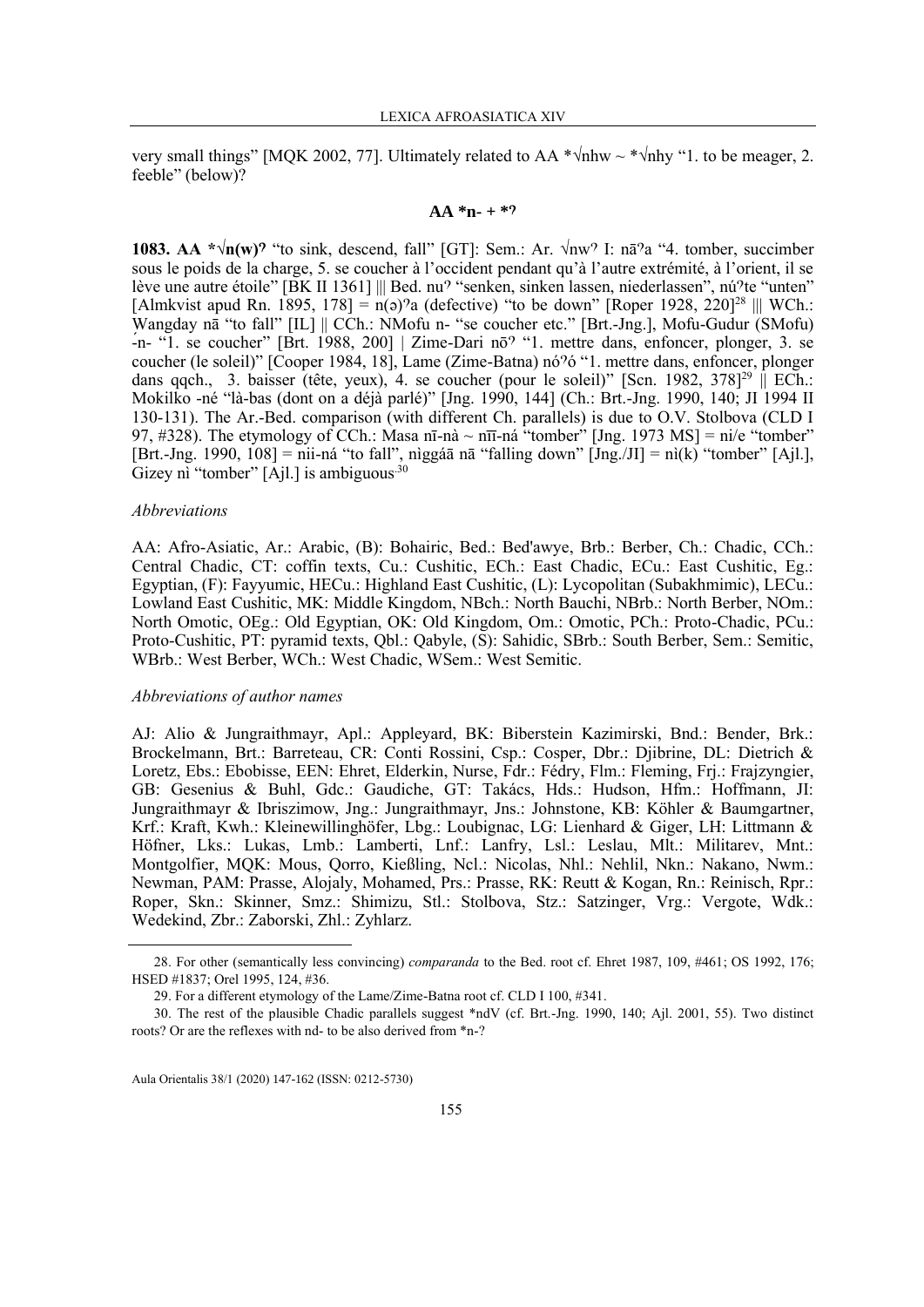very small things" [MQK 2002, 77]. Ultimately related to AA *√nhw ~ *√nhy "1. to be meager, 2. feeble" (below)?

### AA *n- + *ʔ

**1083. AA *√n(w)ʔ** "to sink, descend, fall" [GT]: Sem.: Ar. √nwʔ I: nāʔa "4. tomber, succimber sous le poids de la charge, 5. se coucher à l'occident pendant qu'à l'autre extrémité, à l'orient, il se lève une autre étoile" [BK II 1361] ||| Bed. nuʔ "senken, sinken lassen, niederlassen", núʔte "unten" [Almkvist apud Rn. 1895, 178] = n(ə)ʔa (defective) "to be down" [Roper 1928, 220][28] ||| WCh.: W̦angday nā "to fall" [IL] || CCh.: NMofu n- "se coucher etc." [Brt.-Jng.], Mofu-Gudur (SMofu) ́n- "1. se coucher" [Brt. 1988, 200] | Zime-Dari nōʔ "1. mettre dans, enfoncer, plonger, 3. se coucher (le soleil)" [Cooper 1984, 18], Lame (Zime-Batna) nóʔó "1. mettre dans, enfoncer, plonger dans qqch., 3. baisser (tête, yeux), 4. se coucher (pour le soleil)" [Scn. 1982, 378][29] || ECh.: Mokilko -né "là-bas (dont on a déjà parlé)" [Jng. 1990, 144] (Ch.: Brt.-Jng. 1990, 140; JI 1994 II 130-131). The Ar.-Bed. comparison (with different Ch. parallels) is due to O.V. Stolbova (CLD I 97, #328). The etymology of CCh.: Masa nī-nà ~ nīī-ná "tomber" [Jng. 1973 MS] = ni/e "tomber" [Brt.-Jng. 1990, 108] = nii-ná "to fall", nìggáā nā "falling down" [Jng./JI] = nì(k) "tomber" [Ajl.], Gizey nì "tomber" [Ajl.] is ambiguous.[30]

*Abbreviations*

AA: Afro-Asiatic, Ar.: Arabic, (B): Bohairic, Bed.: Bed'awye, Brb.: Berber, Ch.: Chadic, CCh.: Central Chadic, CT: coffin texts, Cu.: Cushitic, ECh.: East Chadic, ECu.: East Cushitic, Eg.: Egyptian, (F): Fayyumic, HECu.: Highland East Cushitic, (L): Lycopolitan (Subakhmimic), LECu.: Lowland East Cushitic, MK: Middle Kingdom, NBch.: North Bauchi, NBrb.: North Berber, NOm.: North Omotic, OEg.: Old Egyptian, OK: Old Kingdom, Om.: Omotic, PCh.: Proto-Chadic, PCu.: Proto-Cushitic, PT: pyramid texts, Qbl.: Qabyle, (S): Sahidic, SBrb.: South Berber, Sem.: Semitic, WBrb.: West Berber, WCh.: West Chadic, WSem.: West Semitic.

*Abbreviations of author names*

AJ: Alio & Jungraithmayr, Apl.: Appleyard, BK: Biberstein Kazimirski, Bnd.: Bender, Brk.: Brockelmann, Brt.: Barreteau, CR: Conti Rossini, Csp.: Cosper, Dbr.: Djibrine, DL: Dietrich & Loretz, Ebs.: Ebobisse, EEN: Ehret, Elderkin, Nurse, Fdr.: Fédry, Flm.: Fleming, Frj.: Frajzyngier, GB: Gesenius & Buhl, Gdc.: Gaudiche, GT: Takács, Hds.: Hudson, Hfm.: Hoffmann, JI: Jungraithmayr & Ibriszimow, Jng.: Jungraithmayr, Jns.: Johnstone, KB: Köhler & Baumgartner, Krf.: Kraft, Kwh.: Kleinewillinghöfer, Lbg.: Loubignac, LG: Lienhard & Giger, LH: Littmann & Höfner, Lks.: Lukas, Lmb.: Lamberti, Lnf.: Lanfry, Lsl.: Leslau, Mlt.: Militarev, Mnt.: Montgolfier, MQK: Mous, Qorro, Kießling, Ncl.: Nicolas, Nhl.: Nehlil, Nkn.: Nakano, Nwm.: Newman, PAM: Prasse, Alojaly, Mohamed, Prs.: Prasse, RK: Reutt & Kogan, Rn.: Reinisch, Rpr.: Roper, Skn.: Skinner, Smz.: Shimizu, Stl.: Stolbova, Stz.: Satzinger, Vrg.: Vergote, Wdk.: Wedekind, Zbr.: Zaborski, Zhl.: Zyhlarz.

---

28. For other (semantically less convincing) *comparanda* to the Bed. root cf. Ehret 1987, 109, #461; OS 1992, 176; HSED #1837; Orel 1995, 124, #36.

29. For a different etymology of the Lame/Zime-Batna root cf. CLD I 100, #341.

30. The rest of the plausible Chadic parallels suggest *ndV (cf. Brt.-Jng. 1990, 140; Ajl. 2001, 55). Two distinct roots? Or are the reflexes with nd- to be also derived from *n-?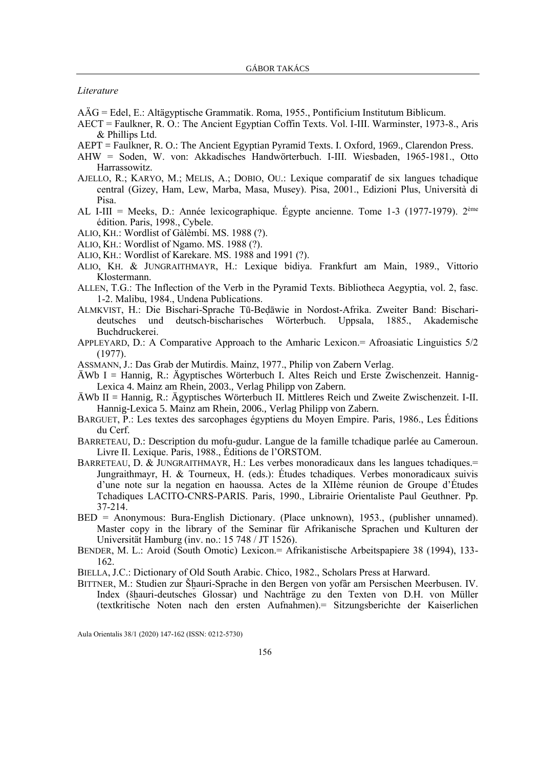*Literature*

AÄG = Edel, E.: Altägyptische Grammatik. Roma, 1955., Pontificium Institutum Biblicum.

AECT = Faulkner, R. O.: The Ancient Egyptian Coffin Texts. Vol. I-III. Warminster, 1973-8., Aris & Phillips Ltd.

AEPT = Faulkner, R. O.: The Ancient Egyptian Pyramid Texts. I. Oxford, 1969., Clarendon Press.

AHW = Soden, W. von: Akkadisches Handwörterbuch. I-III. Wiesbaden, 1965-1981., Otto Harrassowitz.

AJELLO, R.; KARYO, M.; MELIS, A.; DOBIO, OU.: Lexique comparatif de six langues tchadique central (Gizey, Ham, Lew, Marba, Masa, Musey). Pisa, 2001., Edizioni Plus, Università di Pisa.

AL I-III = Meeks, D.: Année lexicographique. Égypte ancienne. Tome 1-3 (1977-1979). 2ème édition. Paris, 1998., Cybele.

ALIO, KH.: Wordlist of Gàlèmbí. MS. 1988 (?).

ALIO, KH.: Wordlist of Ngamo. MS. 1988 (?).

ALIO, KH.: Wordlist of Karekare. MS. 1988 and 1991 (?).

ALIO, KH. & JUNGRAITHMAYR, H.: Lexique bidiya. Frankfurt am Main, 1989., Vittorio Klostermann.

ALLEN, T.G.: The Inflection of the Verb in the Pyramid Texts. Bibliotheca Aegyptia, vol. 2, fasc. 1-2. Malibu, 1984., Undena Publications.

ALMKVIST, H.: Die Bischari-Sprache Tū-Beḍāwie in Nordost-Afrika. Zweiter Band: Bischari-deutsches und deutsch-bischarisches Wörterbuch. Uppsala, 1885., Akademische Buchdruckerei.

APPLEYARD, D.: A Comparative Approach to the Amharic Lexicon.= Afroasiatic Linguistics 5/2 (1977).

ASSMANN, J.: Das Grab der Mutirdis. Mainz, 1977., Philip von Zabern Verlag.

ÄWb I = Hannig, R.: Ägyptisches Wörterbuch I. Altes Reich und Erste Zwischenzeit. Hannig-Lexica 4. Mainz am Rhein, 2003., Verlag Philipp von Zabern.

ÄWb II = Hannig, R.: Ägyptisches Wörterbuch II. Mittleres Reich und Zweite Zwischenzeit. I-II. Hannig-Lexica 5. Mainz am Rhein, 2006., Verlag Philipp von Zabern.

BARGUET, P.: Les textes des sarcophages égyptiens du Moyen Empire. Paris, 1986., Les Éditions du Cerf.

BARRETEAU, D.: Description du mofu-gudur. Langue de la famille tchadique parlée au Cameroun. Livre II. Lexique. Paris, 1988., Éditions de l'ORSTOM.

BARRETEAU, D. & JUNGRAITHMAYR, H.: Les verbes monoradicaux dans les langues tchadiques.= Jungraithmayr, H. & Tourneux, H. (eds.): Études tchadiques. Verbes monoradicaux suivis d'une note sur la negation en haoussa. Actes de la XIIème réunion de Groupe d'Études Tchadiques LACITO-CNRS-PARIS. Paris, 1990., Librairie Orientaliste Paul Geuthner. Pp. 37-214.

BED = Anonymous: Bura-English Dictionary. (Place unknown), 1953., (publisher unnamed). Master copy in the library of the Seminar für Afrikanische Sprachen und Kulturen der Universität Hamburg (inv. no.: 15 748 / JT 1526).

BENDER, M. L.: Aroid (South Omotic) Lexicon.= Afrikanistische Arbeitspapiere 38 (1994), 133-162.

BIELLA, J.C.: Dictionary of Old South Arabic. Chico, 1982., Scholars Press at Harward.

BITTNER, M.: Studien zur Šḫauri-Sprache in den Bergen von yofâr am Persischen Meerbusen. IV. Index (šḫauri-deutsches Glossar) und Nachträge zu den Texten von D.H. von Müller (textkritische Noten nach den ersten Aufnahmen).= Sitzungsberichte der Kaiserlichen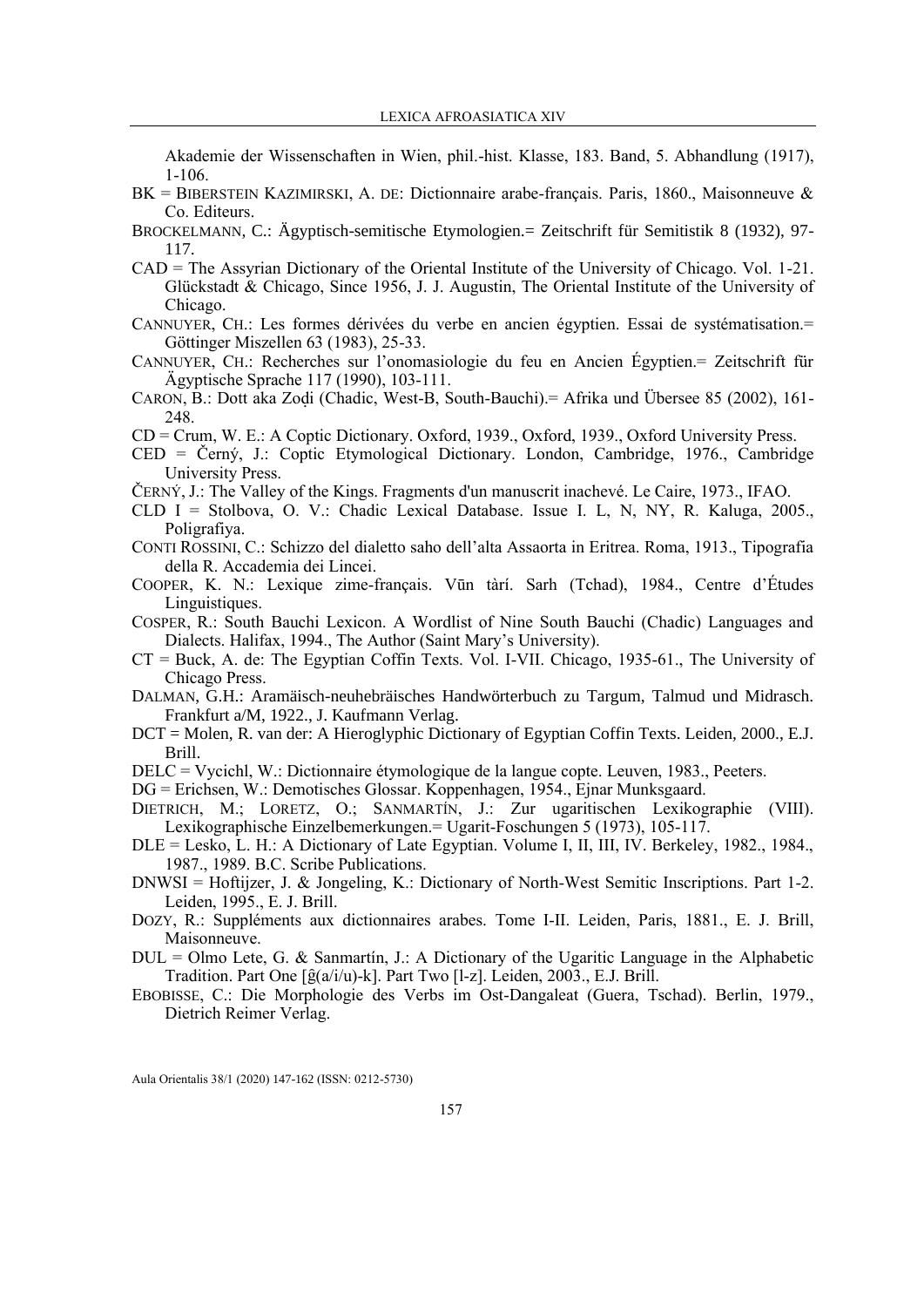Akademie der Wissenschaften in Wien, phil.-hist. Klasse, 183. Band, 5. Abhandlung (1917), 1-106.

BK = BIBERSTEIN KAZIMIRSKI, A. DE: Dictionnaire arabe-français. Paris, 1860., Maisonneuve & Co. Editeurs.

BROCKELMANN, C.: Ägyptisch-semitische Etymologien.= Zeitschrift für Semitistik 8 (1932), 97-117.

CAD = The Assyrian Dictionary of the Oriental Institute of the University of Chicago. Vol. 1-21. Glückstadt & Chicago, Since 1956, J. J. Augustin, The Oriental Institute of the University of Chicago.

CANNUYER, CH.: Les formes dérivées du verbe en ancien égyptien. Essai de systématisation.= Göttinger Miszellen 63 (1983), 25-33.

CANNUYER, CH.: Recherches sur l'onomasiologie du feu en Ancien Égyptien.= Zeitschrift für Ägyptische Sprache 117 (1990), 103-111.

CARON, B.: Dott aka Zoḍi (Chadic, West-B, South-Bauchi).= Afrika und Übersee 85 (2002), 161-248.

CD = Crum, W. E.: A Coptic Dictionary. Oxford, 1939., Oxford, 1939., Oxford University Press.

CED = Černý, J.: Coptic Etymological Dictionary. London, Cambridge, 1976., Cambridge University Press.

ČERNÝ, J.: The Valley of the Kings. Fragments d'un manuscrit inachevé. Le Caire, 1973., IFAO.

CLD I = Stolbova, O. V.: Chadic Lexical Database. Issue I. L, N, NY, R. Kaluga, 2005., Poligrafiya.

CONTI ROSSINI, C.: Schizzo del dialetto saho dell'alta Assaorta in Eritrea. Roma, 1913., Tipografia della R. Accademia dei Lincei.

COOPER, K. N.: Lexique zime-français. Vūn tàrí. Sarh (Tchad), 1984., Centre d'Études Linguistiques.

COSPER, R.: South Bauchi Lexicon. A Wordlist of Nine South Bauchi (Chadic) Languages and Dialects. Halifax, 1994., The Author (Saint Mary's University).

CT = Buck, A. de: The Egyptian Coffin Texts. Vol. I-VII. Chicago, 1935-61., The University of Chicago Press.

DALMAN, G.H.: Aramäisch-neuhebräisches Handwörterbuch zu Targum, Talmud und Midrasch. Frankfurt a/M, 1922., J. Kaufmann Verlag.

DCT = Molen, R. van der: A Hieroglyphic Dictionary of Egyptian Coffin Texts. Leiden, 2000., E.J. Brill.

DELC = Vycichl, W.: Dictionnaire étymologique de la langue copte. Leuven, 1983., Peeters.

DG = Erichsen, W.: Demotisches Glossar. Koppenhagen, 1954., Ejnar Munksgaard.

DIETRICH, M.; LORETZ, O.; SANMARTÍN, J.: Zur ugaritischen Lexikographie (VIII). Lexikographische Einzelbemerkungen.= Ugarit-Foschungen 5 (1973), 105-117.

DLE = Lesko, L. H.: A Dictionary of Late Egyptian. Volume I, II, III, IV. Berkeley, 1982., 1984., 1987., 1989. B.C. Scribe Publications.

DNWSI = Hoftijzer, J. & Jongeling, K.: Dictionary of North-West Semitic Inscriptions. Part 1-2. Leiden, 1995., E. J. Brill.

DOZY, R.: Suppléments aux dictionnaires arabes. Tome I-II. Leiden, Paris, 1881., E. J. Brill, Maisonneuve.

DUL = Olmo Lete, G. & Sanmartín, J.: A Dictionary of the Ugaritic Language in the Alphabetic Tradition. Part One [ĝ(a/i/u)-k]. Part Two [l-z]. Leiden, 2003., E.J. Brill.

EBOBISSE, C.: Die Morphologie des Verbs im Ost-Dangaleat (Guera, Tschad). Berlin, 1979., Dietrich Reimer Verlag.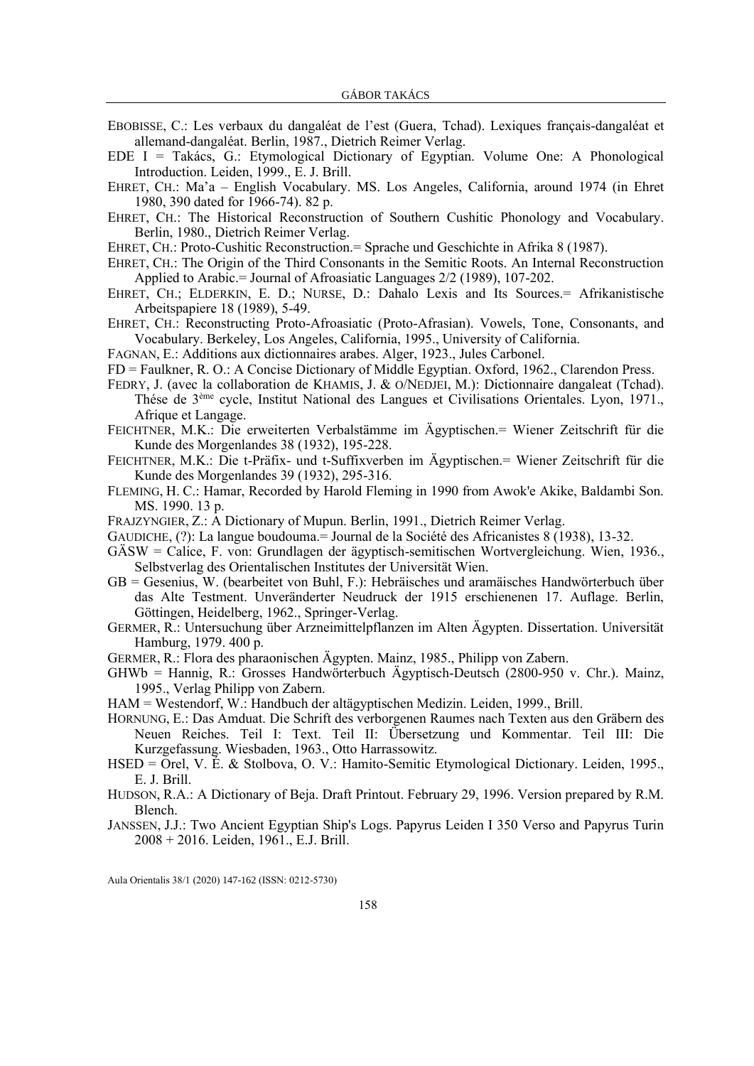EBOBISSE, C.: Les verbaux du dangaléat de l'est (Guera, Tchad). Lexiques français-dangaléat et allemand-dangaléat. Berlin, 1987., Dietrich Reimer Verlag.

EDE I = Takács, G.: Etymological Dictionary of Egyptian. Volume One: A Phonological Introduction. Leiden, 1999., E. J. Brill.

EHRET, CH.: Ma'a – English Vocabulary. MS. Los Angeles, California, around 1974 (in Ehret 1980, 390 dated for 1966-74). 82 p.

EHRET, CH.: The Historical Reconstruction of Southern Cushitic Phonology and Vocabulary. Berlin, 1980., Dietrich Reimer Verlag.

EHRET, CH.: Proto-Cushitic Reconstruction.= Sprache und Geschichte in Afrika 8 (1987).

EHRET, CH.: The Origin of the Third Consonants in the Semitic Roots. An Internal Reconstruction Applied to Arabic.= Journal of Afroasiatic Languages 2/2 (1989), 107-202.

EHRET, CH.; ELDERKIN, E. D.; NURSE, D.: Dahalo Lexis and Its Sources.= Afrikanistische Arbeitspapiere 18 (1989), 5-49.

EHRET, CH.: Reconstructing Proto-Afroasiatic (Proto-Afrasian). Vowels, Tone, Consonants, and Vocabulary. Berkeley, Los Angeles, California, 1995., University of California.

FAGNAN, E.: Additions aux dictionnaires arabes. Alger, 1923., Jules Carbonel.

FD = Faulkner, R. O.: A Concise Dictionary of Middle Egyptian. Oxford, 1962., Clarendon Press.

FEDRY, J. (avec la collaboration de KHAMIS, J. & O/NEDJEI, M.): Dictionnaire dangaleat (Tchad). Thése de 3ème cycle, Institut National des Langues et Civilisations Orientales. Lyon, 1971., Afrique et Langage.

FEICHTNER, M.K.: Die erweiterten Verbalstämme im Ägyptischen.= Wiener Zeitschrift für die Kunde des Morgenlandes 38 (1932), 195-228.

FEICHTNER, M.K.: Die t-Präfix- und t-Suffixverben im Ägyptischen.= Wiener Zeitschrift für die Kunde des Morgenlandes 39 (1932), 295-316.

FLEMING, H. C.: Hamar, Recorded by Harold Fleming in 1990 from Awok'e Akike, Baldambi Son. MS. 1990. 13 p.

FRAJZYNGIER, Z.: A Dictionary of Mupun. Berlin, 1991., Dietrich Reimer Verlag.

GAUDICHE, (?): La langue boudouma.= Journal de la Société des Africanistes 8 (1938), 13-32.

GÄSW = Calice, F. von: Grundlagen der ägyptisch-semitischen Wortvergleichung. Wien, 1936., Selbstverlag des Orientalischen Institutes der Universität Wien.

GB = Gesenius, W. (bearbeitet von Buhl, F.): Hebräisches und aramäisches Handwörterbuch über das Alte Testment. Unveränderter Neudruck der 1915 erschienenen 17. Auflage. Berlin, Göttingen, Heidelberg, 1962., Springer-Verlag.

GERMER, R.: Untersuchung über Arzneimittelpflanzen im Alten Ägypten. Dissertation. Universität Hamburg, 1979. 400 p.

GERMER, R.: Flora des pharaonischen Ägypten. Mainz, 1985., Philipp von Zabern.

GHWb = Hannig, R.: Grosses Handwörterbuch Ägyptisch-Deutsch (2800-950 v. Chr.). Mainz, 1995., Verlag Philipp von Zabern.

HAM = Westendorf, W.: Handbuch der altägyptischen Medizin. Leiden, 1999., Brill.

HORNUNG, E.: Das Amduat. Die Schrift des verborgenen Raumes nach Texten aus den Gräbern des Neuen Reiches. Teil I: Text. Teil II: Übersetzung und Kommentar. Teil III: Die Kurzgefassung. Wiesbaden, 1963., Otto Harrassowitz.

HSED = Orel, V. E. & Stolbova, O. V.: Hamito-Semitic Etymological Dictionary. Leiden, 1995., E. J. Brill.

HUDSON, R.A.: A Dictionary of Beja. Draft Printout. February 29, 1996. Version prepared by R.M. Blench.

JANSSEN, J.J.: Two Ancient Egyptian Ship's Logs. Papyrus Leiden I 350 Verso and Papyrus Turin 2008 + 2016. Leiden, 1961., E.J. Brill.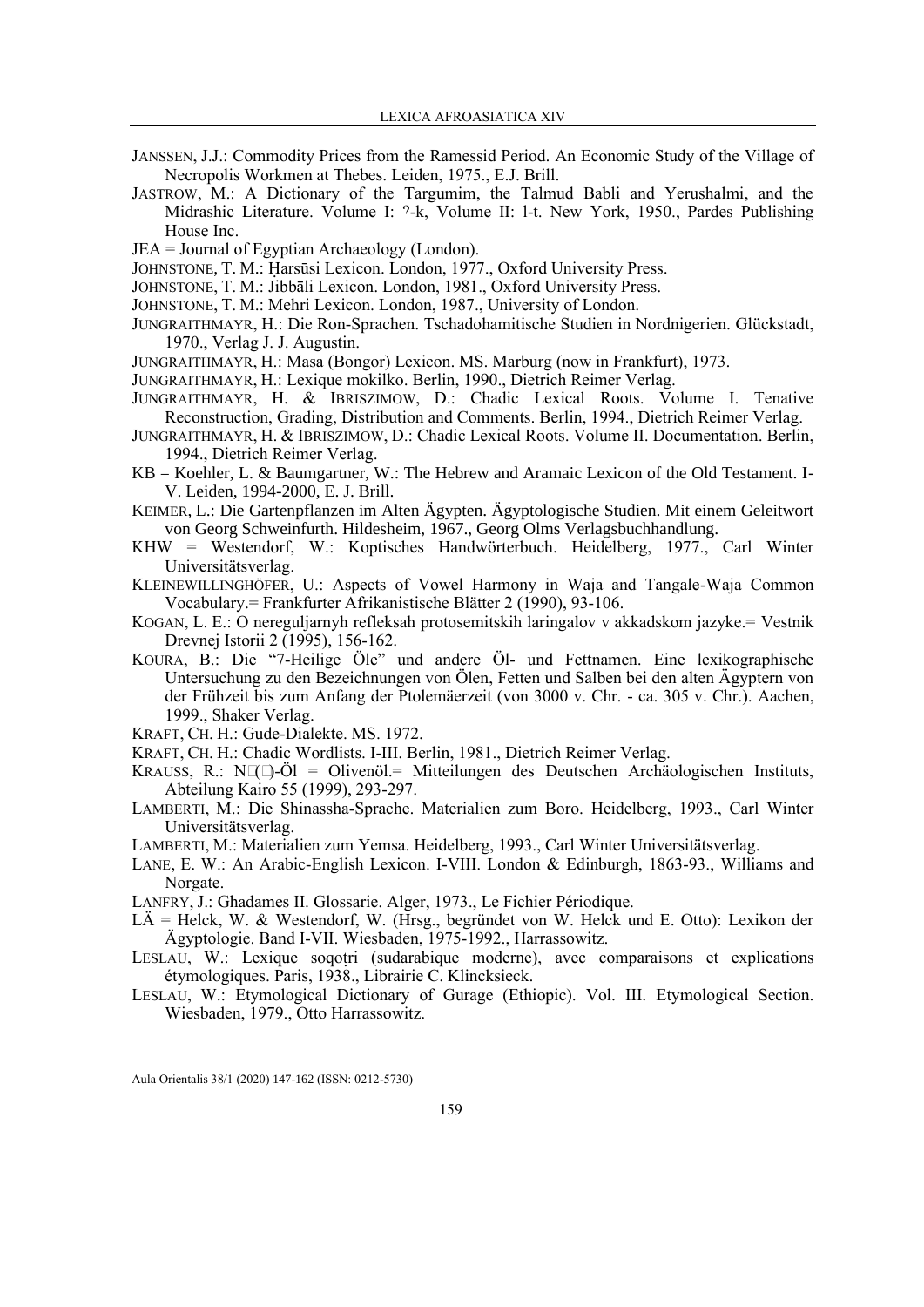JANSSEN, J.J.: Commodity Prices from the Ramessid Period. An Economic Study of the Village of Necropolis Workmen at Thebes. Leiden, 1975., E.J. Brill.

JASTROW, M.: A Dictionary of the Targumim, the Talmud Babli and Yerushalmi, and the Midrashic Literature. Volume I: ʔ-k, Volume II: l-t. New York, 1950., Pardes Publishing House Inc.

JEA = Journal of Egyptian Archaeology (London).

JOHNSTONE, T. M.: Ḥarsūsi Lexicon. London, 1977., Oxford University Press.

JOHNSTONE, T. M.: Jibbāli Lexicon. London, 1981., Oxford University Press.

JOHNSTONE, T. M.: Mehri Lexicon. London, 1987., University of London.

JUNGRAITHMAYR, H.: Die Ron-Sprachen. Tschadohamitische Studien in Nordnigerien. Glückstadt, 1970., Verlag J. J. Augustin.

JUNGRAITHMAYR, H.: Masa (Bongor) Lexicon. MS. Marburg (now in Frankfurt), 1973.

JUNGRAITHMAYR, H.: Lexique mokilko. Berlin, 1990., Dietrich Reimer Verlag.

JUNGRAITHMAYR, H. & IBRISZIMOW, D.: Chadic Lexical Roots. Volume I. Tenative Reconstruction, Grading, Distribution and Comments. Berlin, 1994., Dietrich Reimer Verlag.

JUNGRAITHMAYR, H. & IBRISZIMOW, D.: Chadic Lexical Roots. Volume II. Documentation. Berlin, 1994., Dietrich Reimer Verlag.

KB = Koehler, L. & Baumgartner, W.: The Hebrew and Aramaic Lexicon of the Old Testament. I-V. Leiden, 1994-2000, E. J. Brill.

KEIMER, L.: Die Gartenpflanzen im Alten Ägypten. Ägyptologische Studien. Mit einem Geleitwort von Georg Schweinfurth. Hildesheim, 1967., Georg Olms Verlagsbuchhandlung.

KHW = Westendorf, W.: Koptisches Handwörterbuch. Heidelberg, 1977., Carl Winter Universitätsverlag.

KLEINEWILLINGHÖFER, U.: Aspects of Vowel Harmony in Waja and Tangale-Waja Common Vocabulary.= Frankfurter Afrikanistische Blätter 2 (1990), 93-106.

KOGAN, L. E.: O nereguljarnyh refleksah protosemitskih laringalov v akkadskom jazyke.= Vestnik Drevnej Istorii 2 (1995), 156-162.

KOURA, B.: Die "7-Heilige Öle" und andere Öl- und Fettnamen. Eine lexikographische Untersuchung zu den Bezeichnungen von Ölen, Fetten und Salben bei den alten Ägyptern von der Frühzeit bis zum Anfang der Ptolemäerzeit (von 3000 v. Chr. - ca. 305 v. Chr.). Aachen, 1999., Shaker Verlag.

KRAFT, CH. H.: Gude-Dialekte. MS. 1972.

KRAFT, CH. H.: Chadic Wordlists. I-III. Berlin, 1981., Dietrich Reimer Verlag.

KRAUSS, R.: N□(□)-Öl = Olivenöl.= Mitteilungen des Deutschen Archäologischen Instituts, Abteilung Kairo 55 (1999), 293-297.

LAMBERTI, M.: Die Shinassha-Sprache. Materialien zum Boro. Heidelberg, 1993., Carl Winter Universitätsverlag.

LAMBERTI, M.: Materialien zum Yemsa. Heidelberg, 1993., Carl Winter Universitätsverlag.

LANE, E. W.: An Arabic-English Lexicon. I-VIII. London & Edinburgh, 1863-93., Williams and Norgate.

LANFRY, J.: Ghadames II. Glossarie. Alger, 1973., Le Fichier Périodique.

LÄ = Helck, W. & Westendorf, W. (Hrsg., begründet von W. Helck und E. Otto): Lexikon der Ägyptologie. Band I-VII. Wiesbaden, 1975-1992., Harrassowitz.

LESLAU, W.: Lexique soqoṭri (sudarabique moderne), avec comparaisons et explications étymologiques. Paris, 1938., Librairie C. Klincksieck.

LESLAU, W.: Etymological Dictionary of Gurage (Ethiopic). Vol. III. Etymological Section. Wiesbaden, 1979., Otto Harrassowitz.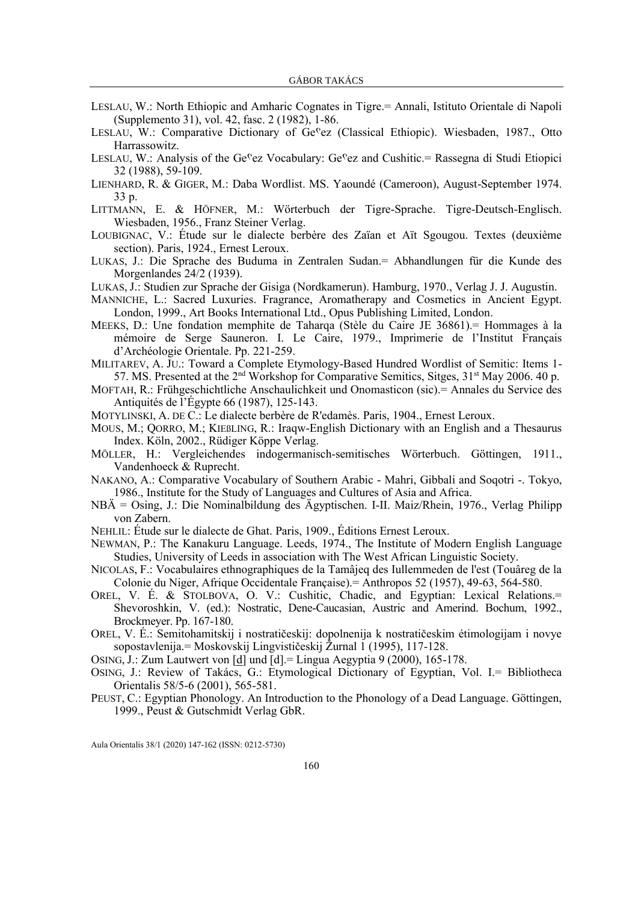LESLAU, W.: North Ethiopic and Amharic Cognates in Tigre.= Annali, Istituto Orientale di Napoli (Supplemento 31), vol. 42, fasc. 2 (1982), 1-86.

LESLAU, W.: Comparative Dictionary of Geˁez (Classical Ethiopic). Wiesbaden, 1987., Otto Harrassowitz.

LESLAU, W.: Analysis of the Geˁez Vocabulary: Geˁez and Cushitic.= Rassegna di Studi Etiopici 32 (1988), 59-109.

LIENHARD, R. & GIGER, M.: Daba Wordlist. MS. Yaoundé (Cameroon), August-September 1974. 33 p.

LITTMANN, E. & HÖFNER, M.: Wörterbuch der Tigre-Sprache. Tigre-Deutsch-Englisch. Wiesbaden, 1956., Franz Steiner Verlag.

LOUBIGNAC, V.: Étude sur le dialecte berbère des Zaïan et Aït Sgougou. Textes (deuxième section). Paris, 1924., Ernest Leroux.

LUKAS, J.: Die Sprache des Buduma in Zentralen Sudan.= Abhandlungen für die Kunde des Morgenlandes 24/2 (1939).

LUKAS, J.: Studien zur Sprache der Gisiga (Nordkamerun). Hamburg, 1970., Verlag J. J. Augustin.

MANNICHE, L.: Sacred Luxuries. Fragrance, Aromatherapy and Cosmetics in Ancient Egypt. London, 1999., Art Books International Ltd., Opus Publishing Limited, London.

MEEKS, D.: Une fondation memphite de Taharqa (Stèle du Caire JE 36861).= Hommages à la mémoire de Serge Sauneron. I. Le Caire, 1979., Imprimerie de l'Institut Français d'Archéologie Orientale. Pp. 221-259.

MILITAREV, A. JU.: Toward a Complete Etymology-Based Hundred Wordlist of Semitic: Items 1-57. MS. Presented at the 2nd Workshop for Comparative Semitics, Sitges, 31st May 2006. 40 p.

MOFTAH, R.: Frühgeschichtliche Anschaulichkeit und Onomasticon (sic).= Annales du Service des Antiquités de l'Égypte 66 (1987), 125-143.

MOTYLINSKI, A. DE C.: Le dialecte berbère de R'edamès. Paris, 1904., Ernest Leroux.

MOUS, M.; QORRO, M.; KIEßLING, R.: Iraqw-English Dictionary with an English and a Thesaurus Index. Köln, 2002., Rüdiger Köppe Verlag.

MÖLLER, H.: Vergleichendes indogermanisch-semitisches Wörterbuch. Göttingen, 1911., Vandenhoeck & Ruprecht.

NAKANO, A.: Comparative Vocabulary of Southern Arabic - Mahri, Gibbali and Soqotri -. Tokyo, 1986., Institute for the Study of Languages and Cultures of Asia and Africa.

NBÄ = Osing, J.: Die Nominalbildung des Ägyptischen. I-II. Maiz/Rhein, 1976., Verlag Philipp von Zabern.

NEHLIL: Étude sur le dialecte de Ghat. Paris, 1909., Éditions Ernest Leroux.

NEWMAN, P.: The Kanakuru Language. Leeds, 1974., The Institute of Modern English Language Studies, University of Leeds in association with The West African Linguistic Society.

NICOLAS, F.: Vocabulaires ethnographiques de la Tamâjeq des Iullemmeden de l'est (Touâreg de la Colonie du Niger, Afrique Occidentale Française).= Anthropos 52 (1957), 49-63, 564-580.

OREL, V. É. & STOLBOVA, O. V.: Cushitic, Chadic, and Egyptian: Lexical Relations.= Shevoroshkin, V. (ed.): Nostratic, Dene-Caucasian, Austric and Amerind. Bochum, 1992., Brockmeyer. Pp. 167-180.

OREL, V. É.: Semitohamitskij i nostratičeskij: dopolnenija k nostratičeskim étimologijam i novye sopostavlenija.= Moskovskij Lingvističeskij Žurnal 1 (1995), 117-128.

OSING, J.: Zum Lautwert von [d̲] und [d].= Lingua Aegyptia 9 (2000), 165-178.

OSING, J.: Review of Takács, G.: Etymological Dictionary of Egyptian, Vol. I.= Bibliotheca Orientalis 58/5-6 (2001), 565-581.

PEUST, C.: Egyptian Phonology. An Introduction to the Phonology of a Dead Language. Göttingen, 1999., Peust & Gutschmidt Verlag GbR.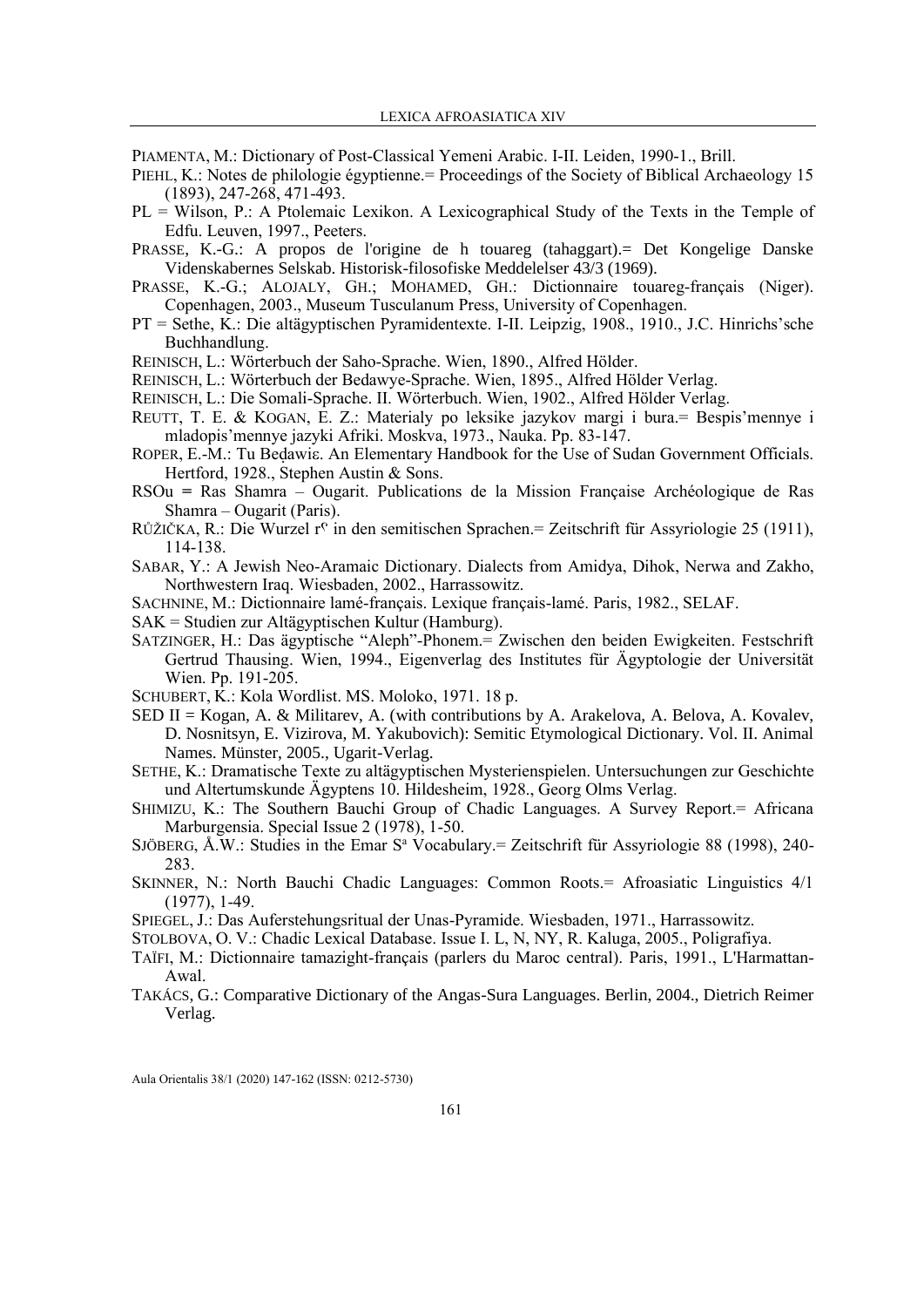PIAMENTA, M.: Dictionary of Post-Classical Yemeni Arabic. I-II. Leiden, 1990-1., Brill.

PIEHL, K.: Notes de philologie égyptienne.= Proceedings of the Society of Biblical Archaeology 15 (1893), 247-268, 471-493.

PL = Wilson, P.: A Ptolemaic Lexikon. A Lexicographical Study of the Texts in the Temple of Edfu. Leuven, 1997., Peeters.

PRASSE, K.-G.: A propos de l'origine de h touareg (tahaggart).= Det Kongelige Danske Videnskabernes Selskab. Historisk-filosofiske Meddelelser 43/3 (1969).

PRASSE, K.-G.; ALOJALY, GH.; MOHAMED, GH.: Dictionnaire touareg-français (Niger). Copenhagen, 2003., Museum Tusculanum Press, University of Copenhagen.

PT = Sethe, K.: Die altägyptischen Pyramidentexte. I-II. Leipzig, 1908., 1910., J.C. Hinrichs'sche Buchhandlung.

REINISCH, L.: Wörterbuch der Saho-Sprache. Wien, 1890., Alfred Hölder.

REINISCH, L.: Wörterbuch der Bedawye-Sprache. Wien, 1895., Alfred Hölder Verlag.

REINISCH, L.: Die Somali-Sprache. II. Wörterbuch. Wien, 1902., Alfred Hölder Verlag.

REUTT, T. E. & KOGAN, E. Z.: Materialy po leksike jazykov margi i bura.= Bespis'mennye i mladopis'mennye jazyki Afriki. Moskva, 1973., Nauka. Pp. 83-147.

ROPER, E.-M.: Tu Beḍawiɛ. An Elementary Handbook for the Use of Sudan Government Officials. Hertford, 1928., Stephen Austin & Sons.

RSOu = Ras Shamra – Ougarit. Publications de la Mission Française Archéologique de Ras Shamra – Ougarit (Paris).

RŮŽIČKA, R.: Die Wurzel rˁ in den semitischen Sprachen.= Zeitschrift für Assyriologie 25 (1911), 114-138.

SABAR, Y.: A Jewish Neo-Aramaic Dictionary. Dialects from Amidya, Dihok, Nerwa and Zakho, Northwestern Iraq. Wiesbaden, 2002., Harrassowitz.

SACHNINE, M.: Dictionnaire lamé-français. Lexique français-lamé. Paris, 1982., SELAF.

SAK = Studien zur Altägyptischen Kultur (Hamburg).

SATZINGER, H.: Das ägyptische "Aleph"-Phonem.= Zwischen den beiden Ewigkeiten. Festschrift Gertrud Thausing. Wien, 1994., Eigenverlag des Institutes für Ägyptologie der Universität Wien. Pp. 191-205.

SCHUBERT, K.: Kola Wordlist. MS. Moloko, 1971. 18 p.

SED II = Kogan, A. & Militarev, A. (with contributions by A. Arakelova, A. Belova, A. Kovalev, D. Nosnitsyn, E. Vizirova, M. Yakubovich): Semitic Etymological Dictionary. Vol. II. Animal Names. Münster, 2005., Ugarit-Verlag.

SETHE, K.: Dramatische Texte zu altägyptischen Mysterienspielen. Untersuchungen zur Geschichte und Altertumskunde Ägyptens 10. Hildesheim, 1928., Georg Olms Verlag.

SHIMIZU, K.: The Southern Bauchi Group of Chadic Languages. A Survey Report.= Africana Marburgensia. Special Issue 2 (1978), 1-50.

SJÖBERG, Å.W.: Studies in the Emar Sa Vocabulary.= Zeitschrift für Assyriologie 88 (1998), 240-283.

SKINNER, N.: North Bauchi Chadic Languages: Common Roots.= Afroasiatic Linguistics 4/1 (1977), 1-49.

SPIEGEL, J.: Das Auferstehungsritual der Unas-Pyramide. Wiesbaden, 1971., Harrassowitz.

STOLBOVA, O. V.: Chadic Lexical Database. Issue I. L, N, NY, R. Kaluga, 2005., Poligrafiya.

TAÏFI, M.: Dictionnaire tamazight-français (parlers du Maroc central). Paris, 1991., L'Harmattan-Awal.

TAKÁCS, G.: Comparative Dictionary of the Angas-Sura Languages. Berlin, 2004., Dietrich Reimer Verlag.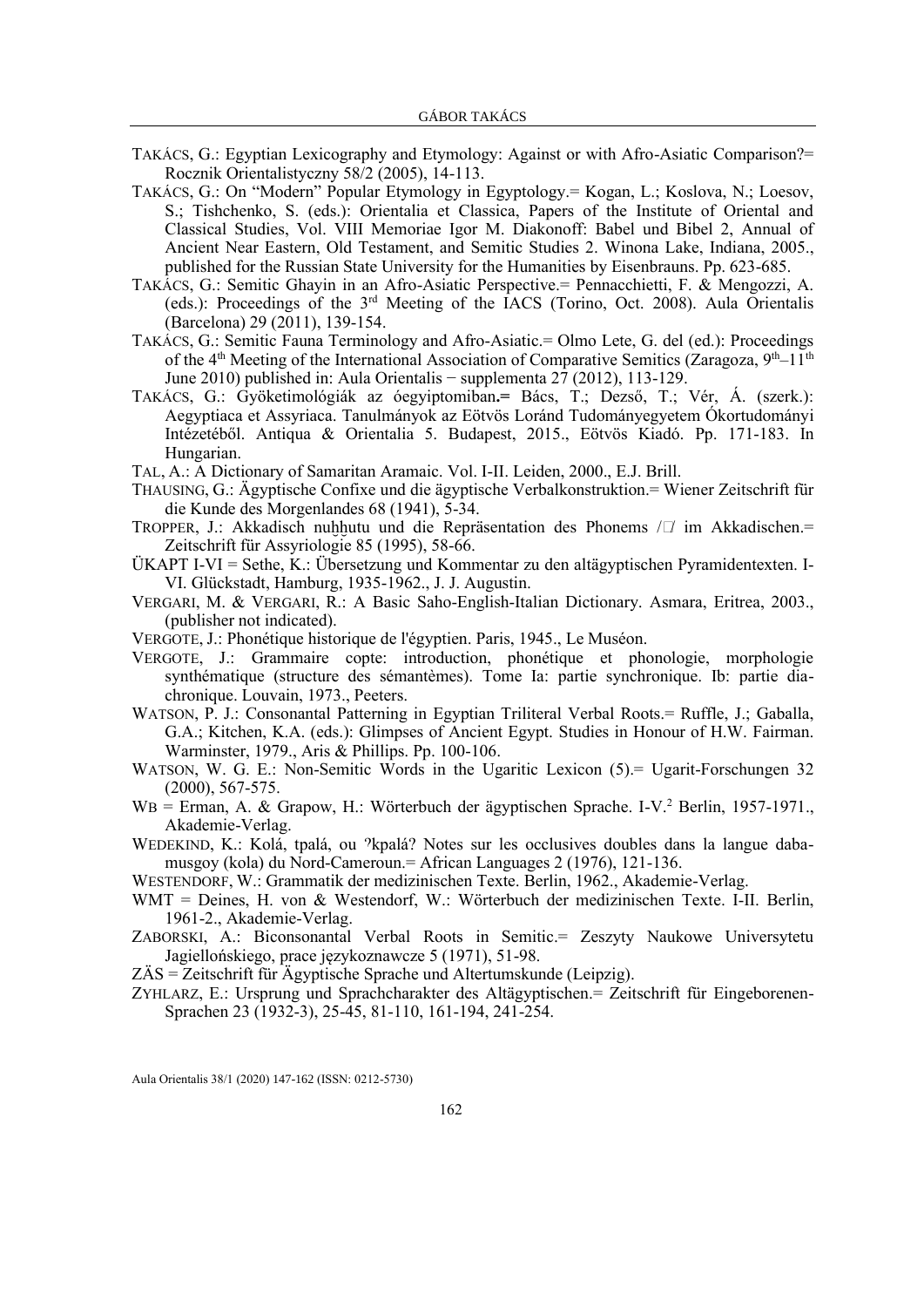TAKÁCS, G.: Egyptian Lexicography and Etymology: Against or with Afro-Asiatic Comparison?= Rocznik Orientalistyczny 58/2 (2005), 14-113.

TAKÁCS, G.: On "Modern" Popular Etymology in Egyptology.= Kogan, L.; Koslova, N.; Loesov, S.; Tishchenko, S. (eds.): Orientalia et Classica, Papers of the Institute of Oriental and Classical Studies, Vol. VIII Memoriae Igor M. Diakonoff: Babel und Bibel 2, Annual of Ancient Near Eastern, Old Testament, and Semitic Studies 2. Winona Lake, Indiana, 2005., published for the Russian State University for the Humanities by Eisenbrauns. Pp. 623-685.

TAKÁCS, G.: Semitic Ghayin in an Afro-Asiatic Perspective.= Pennacchietti, F. & Mengozzi, A. (eds.): Proceedings of the 3rd Meeting of the IACS (Torino, Oct. 2008). Aula Orientalis (Barcelona) 29 (2011), 139-154.

TAKÁCS, G.: Semitic Fauna Terminology and Afro-Asiatic.= Olmo Lete, G. del (ed.): Proceedings of the 4th Meeting of the International Association of Comparative Semitics (Zaragoza, 9th–11th June 2010) published in: Aula Orientalis − supplementa 27 (2012), 113-129.

TAKÁCS, G.: Gyöketimológiák az óegyiptomiban**.=** Bács, T.; Dezső, T.; Vér, Á. (szerk.): Aegyptiaca et Assyriaca. Tanulmányok az Eötvös Loránd Tudományegyetem Ókortudományi Intézetéből. Antiqua & Orientalia 5. Budapest, 2015., Eötvös Kiadó. Pp. 171-183. In Hungarian.

TAL, A.: A Dictionary of Samaritan Aramaic. Vol. I-II. Leiden, 2000., E.J. Brill.

THAUSING, G.: Ägyptische Confixe und die ägyptische Verbalkonstruktion.= Wiener Zeitschrift für die Kunde des Morgenlandes 68 (1941), 5-34.

TROPPER, J.: Akkadisch nuḫḫutu und die Repräsentation des Phonems /□/ im Akkadischen.= Zeitschrift für Assyriologie 85 (1995), 58-66.

ÜKAPT I-VI = Sethe, K.: Übersetzung und Kommentar zu den altägyptischen Pyramidentexten. I-VI. Glückstadt, Hamburg, 1935-1962., J. J. Augustin.

VERGARI, M. & VERGARI, R.: A Basic Saho-English-Italian Dictionary. Asmara, Eritrea, 2003., (publisher not indicated).

VERGOTE, J.: Phonétique historique de l'égyptien. Paris, 1945., Le Muséon.

VERGOTE, J.: Grammaire copte: introduction, phonétique et phonologie, morphologie synthématique (structure des sémantèmes). Tome Ia: partie synchronique. Ib: partie diachronique. Louvain, 1973., Peeters.

WATSON, P. J.: Consonantal Patterning in Egyptian Triliteral Verbal Roots.= Ruffle, J.; Gaballa, G.A.; Kitchen, K.A. (eds.): Glimpses of Ancient Egypt. Studies in Honour of H.W. Fairman. Warminster, 1979., Aris & Phillips. Pp. 100-106.

WATSON, W. G. E.: Non-Semitic Words in the Ugaritic Lexicon (5).= Ugarit-Forschungen 32 (2000), 567-575.

WB = Erman, A. & Grapow, H.: Wörterbuch der ägyptischen Sprache. I-V.[2] Berlin, 1957-1971., Akademie-Verlag.

WEDEKIND, K.: Kolá, tpalá, ou ʔkpalá? Notes sur les occlusives doubles dans la langue dabamusgoy (kola) du Nord-Cameroun.= African Languages 2 (1976), 121-136.

WESTENDORF, W.: Grammatik der medizinischen Texte. Berlin, 1962., Akademie-Verlag.

WMT = Deines, H. von & Westendorf, W.: Wörterbuch der medizinischen Texte. I-II. Berlin, 1961-2., Akademie-Verlag.

ZABORSKI, A.: Biconsonantal Verbal Roots in Semitic.= Zeszyty Naukowe Universytetu Jagiellońskiego, prace językoznawcze 5 (1971), 51-98.

ZÄS = Zeitschrift für Ägyptische Sprache und Altertumskunde (Leipzig).

ZYHLARZ, E.: Ursprung und Sprachcharakter des Altägyptischen.= Zeitschrift für Eingeborenen-Sprachen 23 (1932-3), 25-45, 81-110, 161-194, 241-254.